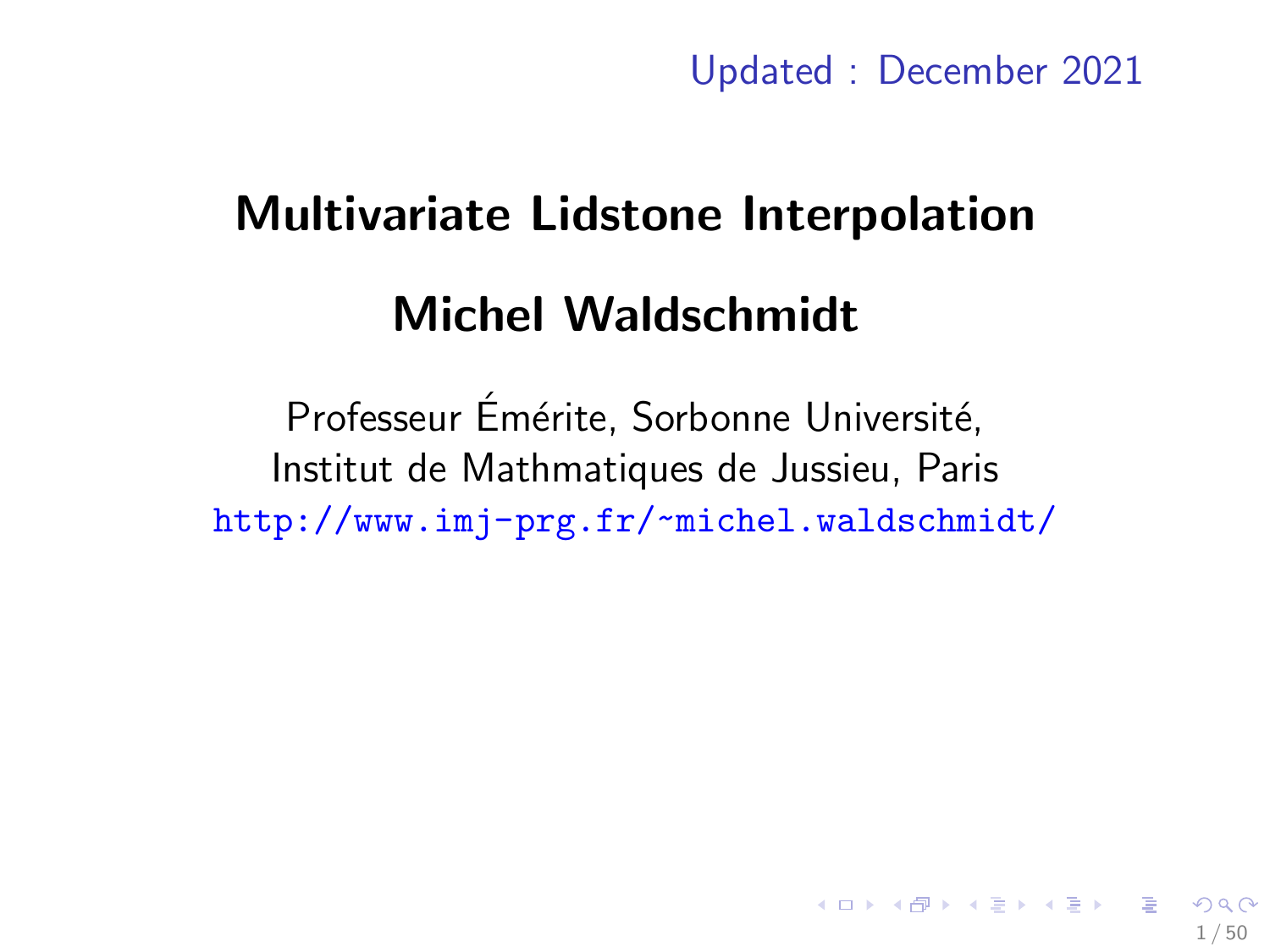Updated : December 2021

# Multivariate Lidstone Interpolation

## Michel Waldschmidt

Professeur Émérite, Sorbonne Université,
Institut de Mathmatiques de Jussieu, Paris
http://www.imj-prg.fr/~michel.waldschmidt/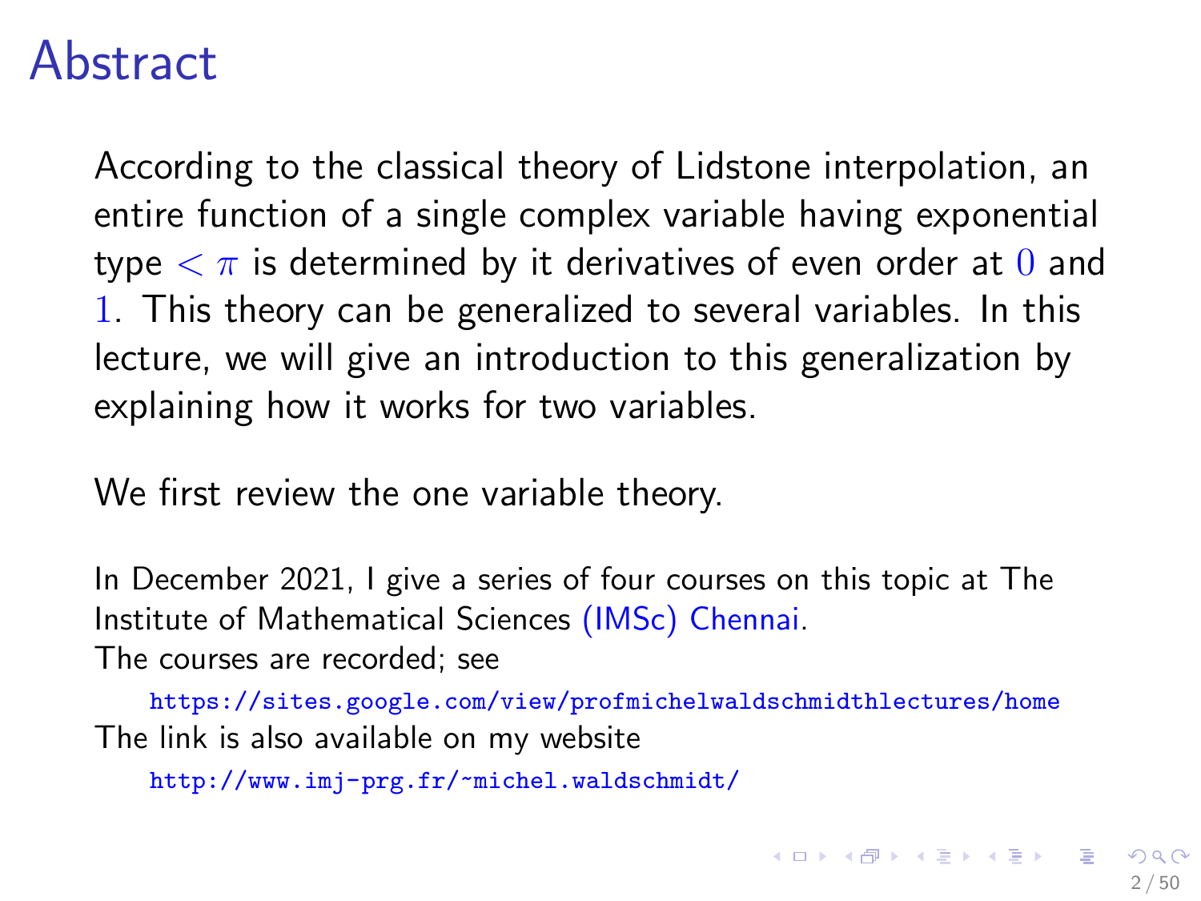# Abstract

According to the classical theory of Lidstone interpolation, an entire function of a single complex variable having exponential type $< \pi$ is determined by it derivatives of even order at $0$ and $1$. This theory can be generalized to several variables. In this lecture, we will give an introduction to this generalization by explaining how it works for two variables.

We first review the one variable theory.

In December 2021, I give a series of four courses on this topic at The Institute of Mathematical Sciences (IMSc) Chennai.
The courses are recorded; see

https://sites.google.com/view/profmichelwaldschmidthlectures/home

The link is also available on my website

http://www.imj-prg.fr/~michel.waldschmidt/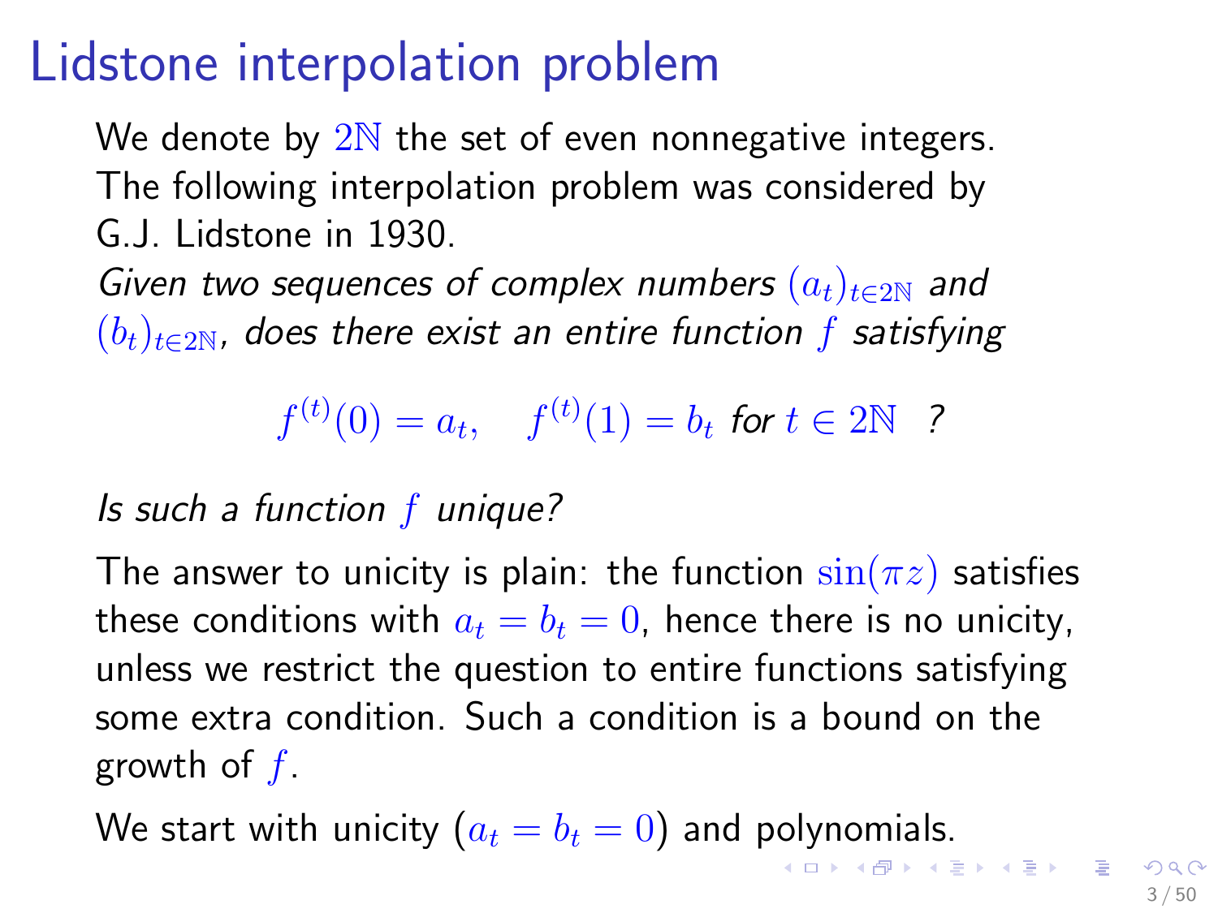# Lidstone interpolation problem

We denote by $2\mathbb{N}$ the set of even nonnegative integers. The following interpolation problem was considered by G.J. Lidstone in 1930.

*Given two sequences of complex numbers $(a_t)_{t\in 2\mathbb{N}}$ and $(b_t)_{t\in 2\mathbb{N}}$, does there exist an entire function $f$ satisfying*

$$f^{(t)}(0) = a_t, \quad f^{(t)}(1) = b_t \text{ for } t \in 2\mathbb{N} \quad ?$$

*Is such a function $f$ unique?*

The answer to unicity is plain: the function $\sin(\pi z)$ satisfies these conditions with $a_t = b_t = 0$, hence there is no unicity, unless we restrict the question to entire functions satisfying some extra condition. Such a condition is a bound on the growth of $f$.

We start with unicity ($a_t = b_t = 0$) and polynomials.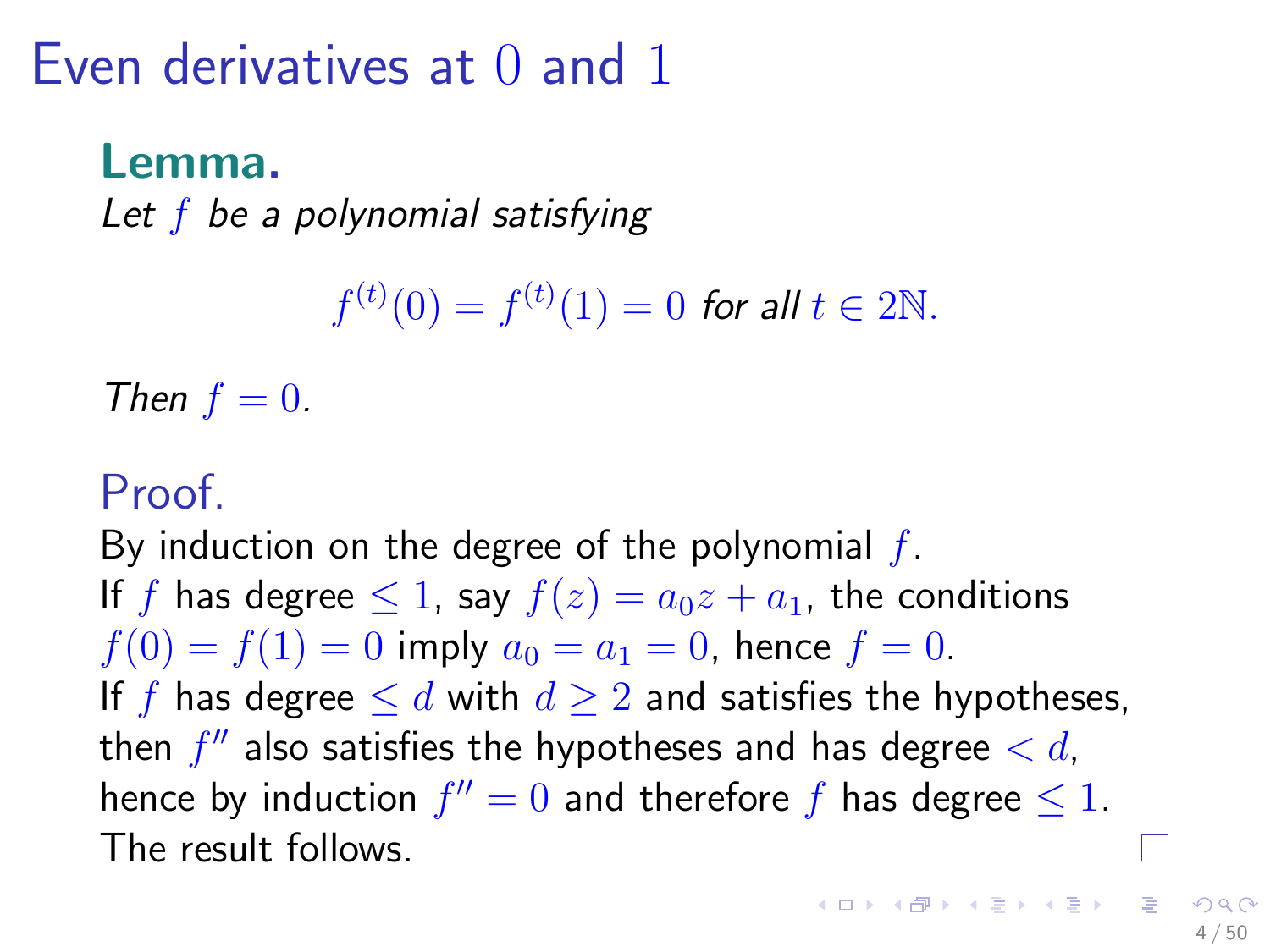# Even derivatives at $0$ and $1$

**Lemma.**

*Let $f$ be a polynomial satisfying*

$$f^{(t)}(0) = f^{(t)}(1) = 0 \text{ for all } t \in 2\mathbb{N}.$$

*Then $f = 0$.*

## Proof.

By induction on the degree of the polynomial $f$.
If $f$ has degree $\leq 1$, say $f(z) = a_0 z + a_1$, the conditions $f(0) = f(1) = 0$ imply $a_0 = a_1 = 0$, hence $f = 0$.
If $f$ has degree $\leq d$ with $d \geq 2$ and satisfies the hypotheses, then $f''$ also satisfies the hypotheses and has degree $< d$, hence by induction $f'' = 0$ and therefore $f$ has degree $\leq 1$.
The result follows. □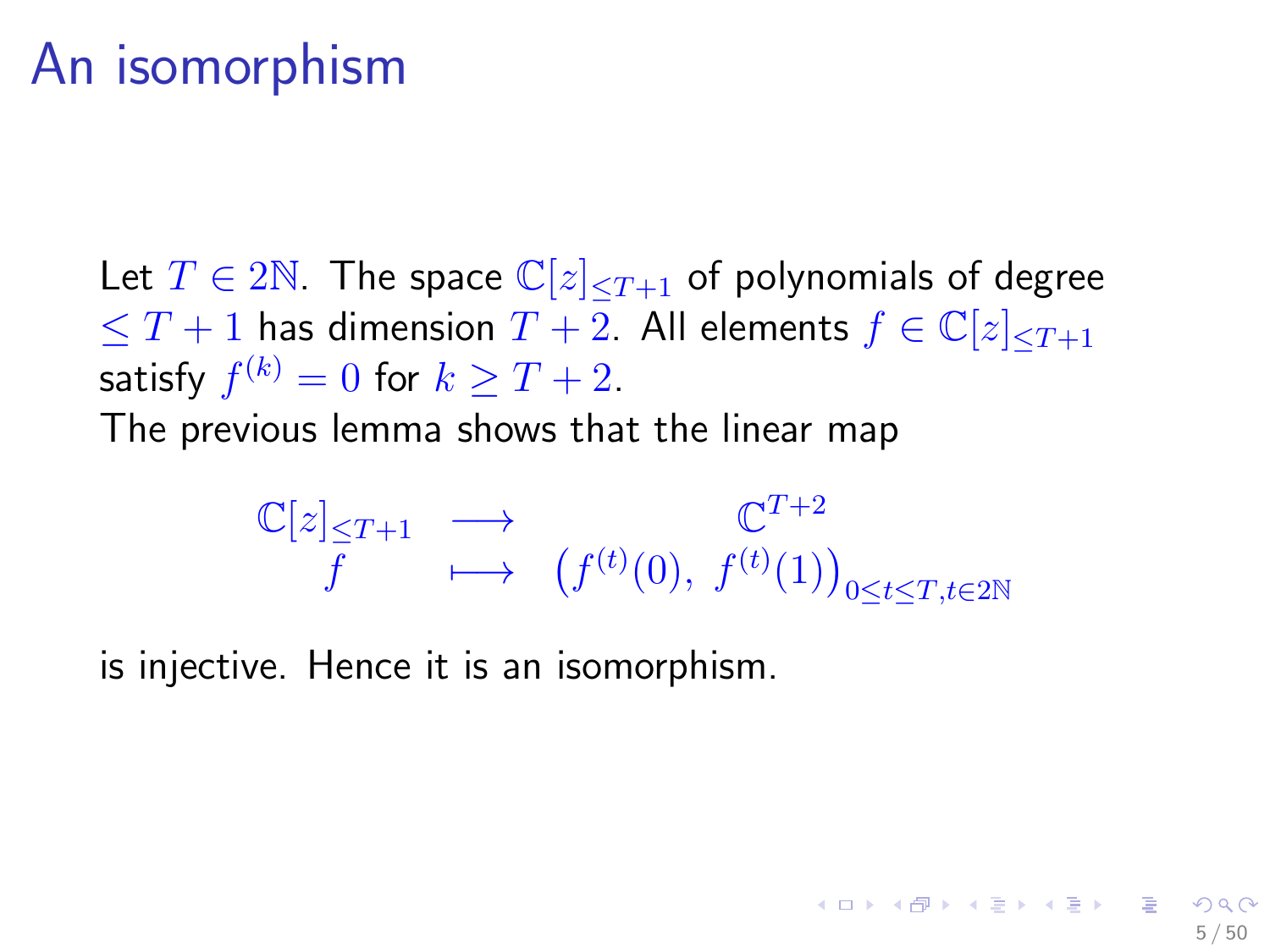# An isomorphism

Let $T \in 2\mathbb{N}$. The space $\mathbb{C}[z]_{\leq T+1}$ of polynomials of degree $\leq T+1$ has dimension $T+2$. All elements $f \in \mathbb{C}[z]_{\leq T+1}$ satisfy $f^{(k)} = 0$ for $k \geq T+2$.

The previous lemma shows that the linear map

$$
\begin{array}{ccc}
\mathbb{C}[z]_{\leq T+1} & \longrightarrow & \mathbb{C}^{T+2} \\
f & \longmapsto & \left(f^{(t)}(0),\ f^{(t)}(1)\right)_{0 \leq t \leq T, t \in 2\mathbb{N}}
\end{array}
$$

is injective. Hence it is an isomorphism.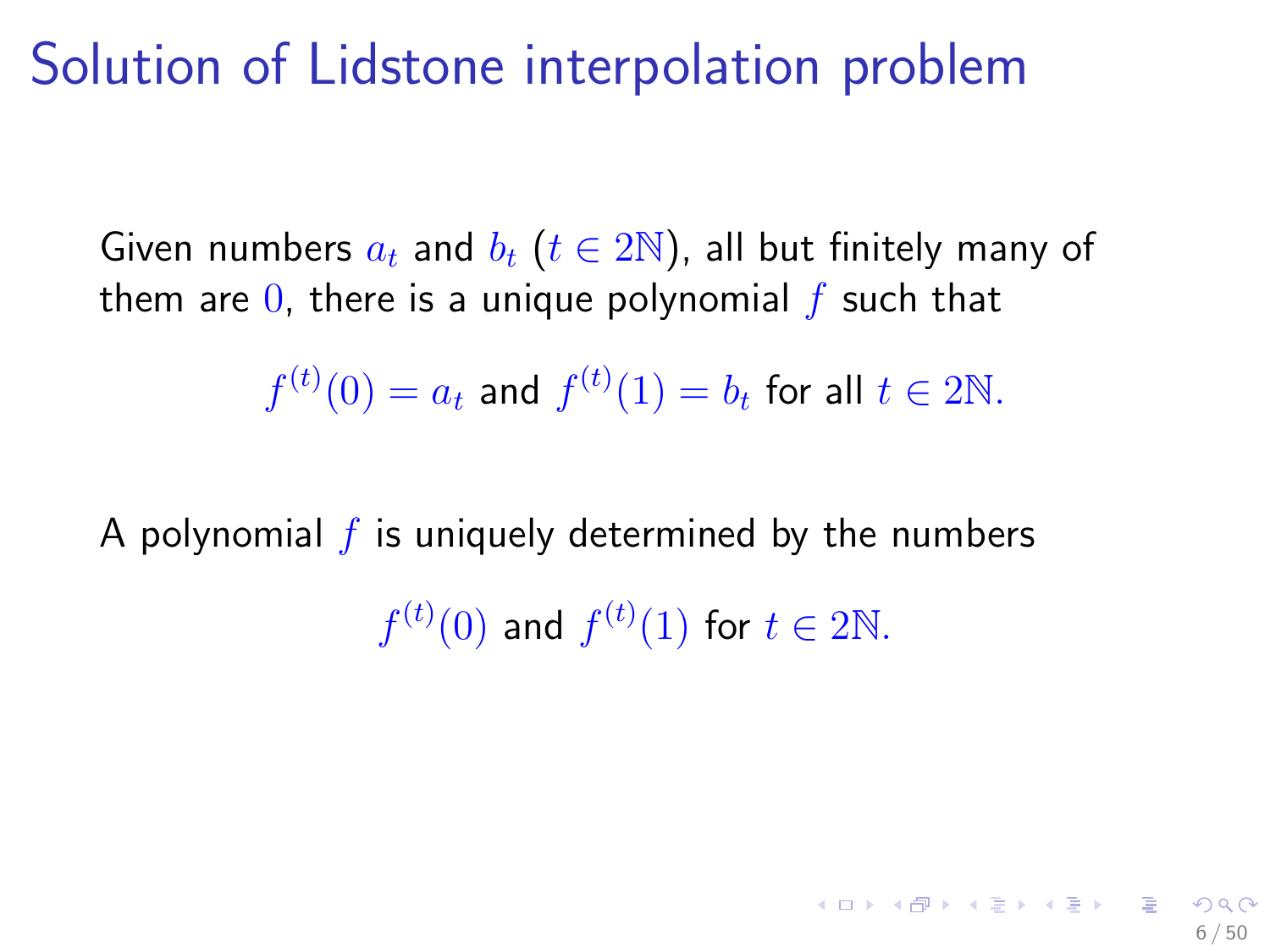# Solution of Lidstone interpolation problem

Given numbers $a_t$ and $b_t$ ($t \in 2\mathbb{N}$), all but finitely many of them are $0$, there is a unique polynomial $f$ such that

$$f^{(t)}(0) = a_t \text{ and } f^{(t)}(1) = b_t \text{ for all } t \in 2\mathbb{N}.$$

A polynomial $f$ is uniquely determined by the numbers

$$f^{(t)}(0) \text{ and } f^{(t)}(1) \text{ for } t \in 2\mathbb{N}.$$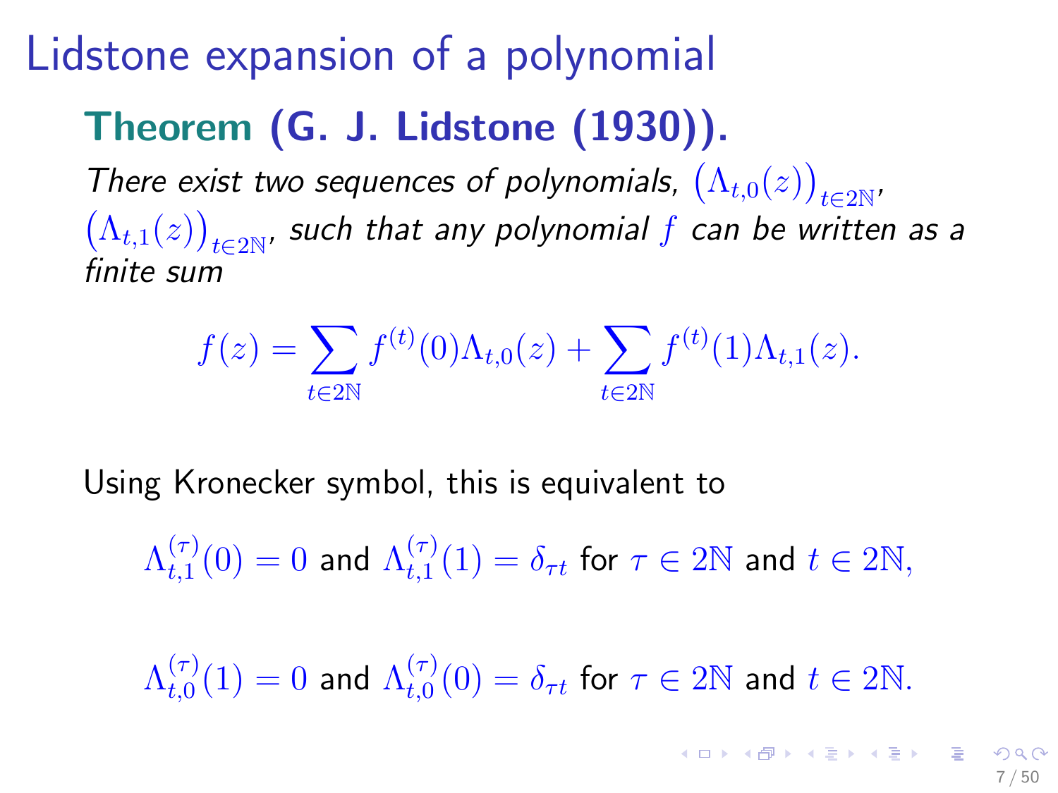# Lidstone expansion of a polynomial

**Theorem (G. J. Lidstone (1930)).**

*There exist two sequences of polynomials,* $\bigl(\Lambda_{t,0}(z)\bigr)_{t\in 2\mathbb{N}}$, $\bigl(\Lambda_{t,1}(z)\bigr)_{t\in 2\mathbb{N}}$, *such that any polynomial* $f$ *can be written as a finite sum*

$$f(z) = \sum_{t\in 2\mathbb{N}} f^{(t)}(0)\Lambda_{t,0}(z) + \sum_{t\in 2\mathbb{N}} f^{(t)}(1)\Lambda_{t,1}(z).$$

Using Kronecker symbol, this is equivalent to

$\Lambda_{t,1}^{(\tau)}(0) = 0$ and $\Lambda_{t,1}^{(\tau)}(1) = \delta_{\tau t}$ for $\tau \in 2\mathbb{N}$ and $t \in 2\mathbb{N}$,

$\Lambda_{t,0}^{(\tau)}(1) = 0$ and $\Lambda_{t,0}^{(\tau)}(0) = \delta_{\tau t}$ for $\tau \in 2\mathbb{N}$ and $t \in 2\mathbb{N}$.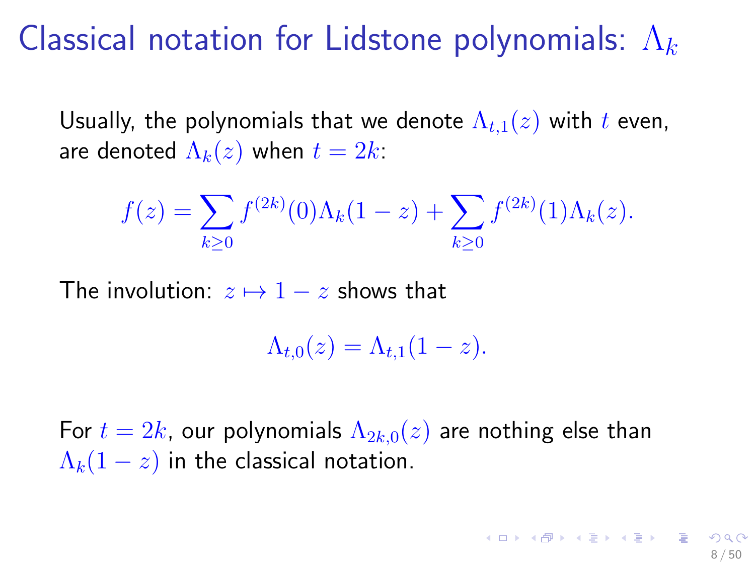# Classical notation for Lidstone polynomials: $\Lambda_k$

Usually, the polynomials that we denote $\Lambda_{t,1}(z)$ with $t$ even, are denoted $\Lambda_k(z)$ when $t = 2k$:

$$f(z) = \sum_{k \geq 0} f^{(2k)}(0)\Lambda_k(1-z) + \sum_{k \geq 0} f^{(2k)}(1)\Lambda_k(z).$$

The involution: $z \mapsto 1 - z$ shows that

$$\Lambda_{t,0}(z) = \Lambda_{t,1}(1-z).$$

For $t = 2k$, our polynomials $\Lambda_{2k,0}(z)$ are nothing else than $\Lambda_k(1-z)$ in the classical notation.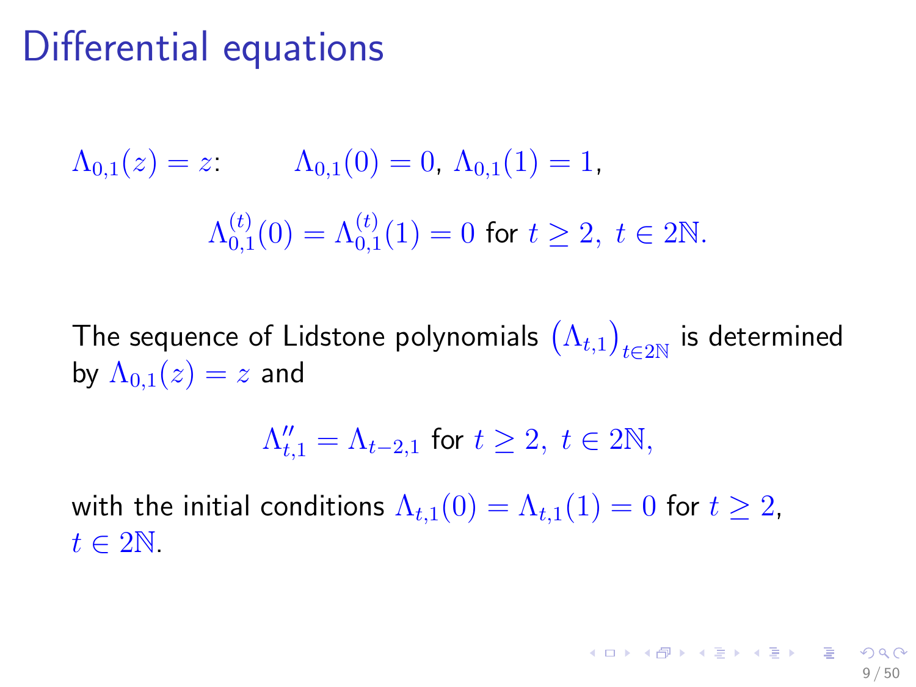# Differential equations

$\Lambda_{0,1}(z) = z$: $\Lambda_{0,1}(0) = 0$, $\Lambda_{0,1}(1) = 1$,

$$\Lambda_{0,1}^{(t)}(0) = \Lambda_{0,1}^{(t)}(1) = 0 \text{ for } t \geq 2, \ t \in 2\mathbb{N}.$$

The sequence of Lidstone polynomials $\left(\Lambda_{t,1}\right)_{t \in 2\mathbb{N}}$ is determined by $\Lambda_{0,1}(z) = z$ and

$$\Lambda''_{t,1} = \Lambda_{t-2,1} \text{ for } t \geq 2, \ t \in 2\mathbb{N},$$

with the initial conditions $\Lambda_{t,1}(0) = \Lambda_{t,1}(1) = 0$ for $t \geq 2$, $t \in 2\mathbb{N}$.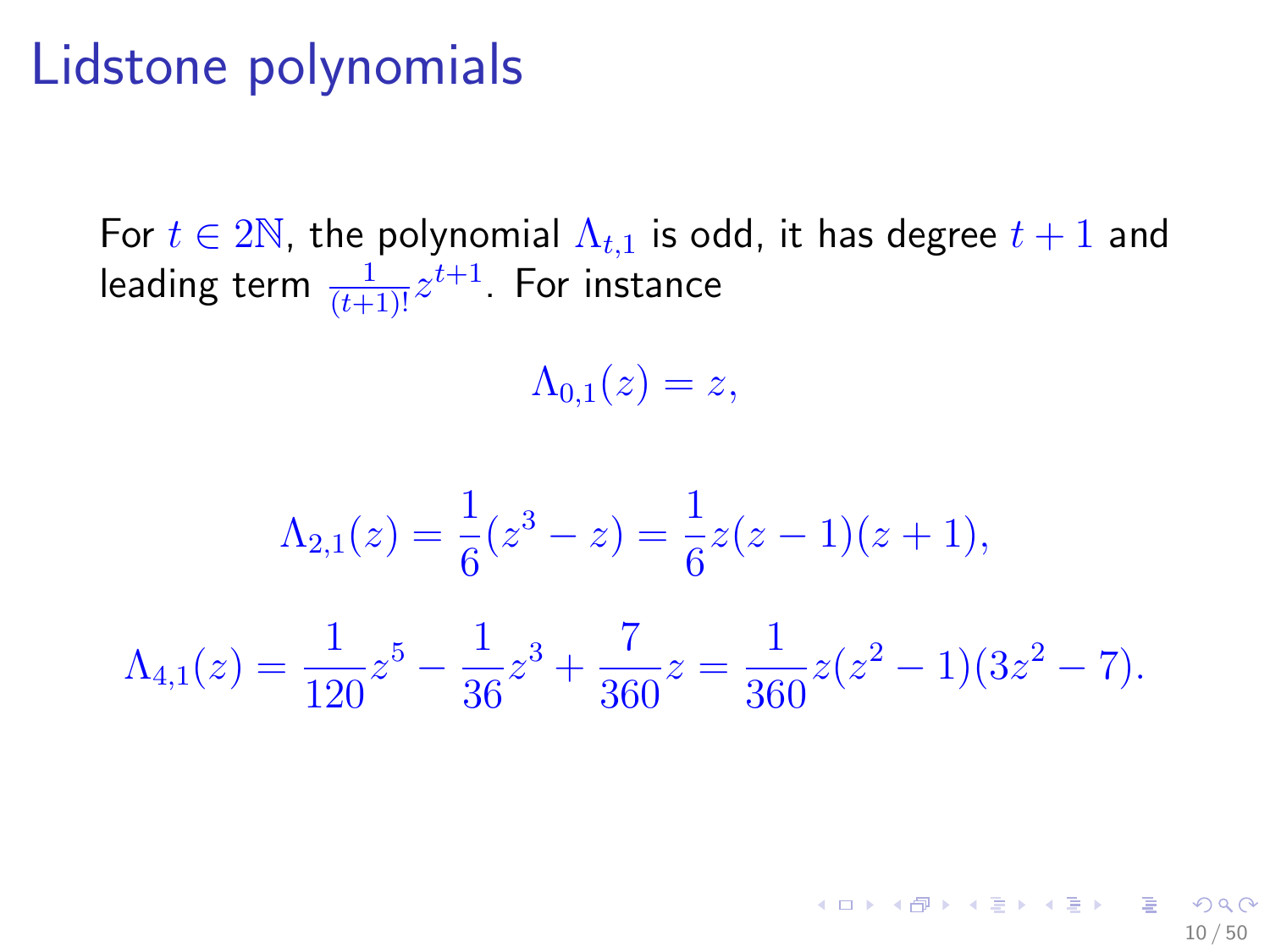# Lidstone polynomials

For $t \in 2\mathbb{N}$, the polynomial $\Lambda_{t,1}$ is odd, it has degree $t+1$ and leading term $\frac{1}{(t+1)!}z^{t+1}$. For instance

$$\Lambda_{0,1}(z) = z,$$

$$\Lambda_{2,1}(z) = \frac{1}{6}(z^3 - z) = \frac{1}{6}z(z-1)(z+1),$$

$$\Lambda_{4,1}(z) = \frac{1}{120}z^5 - \frac{1}{36}z^3 + \frac{7}{360}z = \frac{1}{360}z(z^2-1)(3z^2-7).$$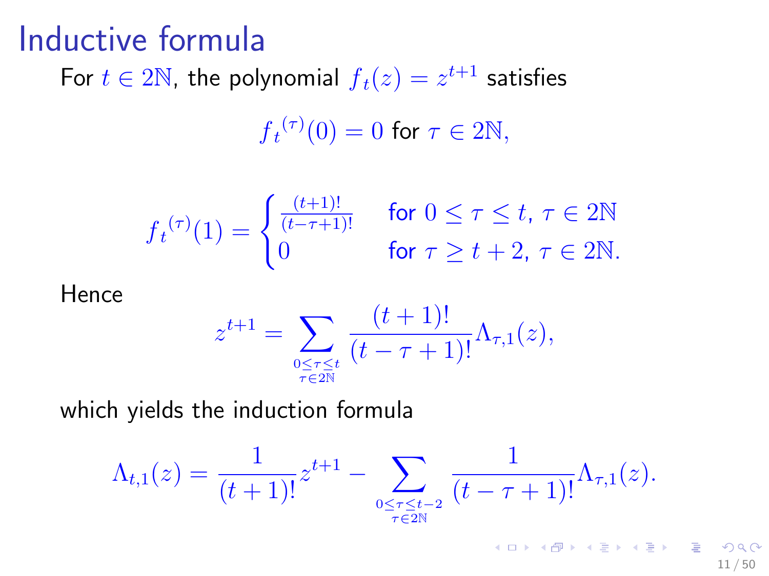# Inductive formula

For $t \in 2\mathbb{N}$, the polynomial $f_t(z) = z^{t+1}$ satisfies

$$f_t{}^{(\tau)}(0) = 0 \text{ for } \tau \in 2\mathbb{N},$$

$$f_t{}^{(\tau)}(1) = \begin{cases} \frac{(t+1)!}{(t-\tau+1)!} & \text{for } 0 \leq \tau \leq t,\ \tau \in 2\mathbb{N} \\ 0 & \text{for } \tau \geq t+2,\ \tau \in 2\mathbb{N}. \end{cases}$$

Hence

$$z^{t+1} = \sum_{\substack{0 \leq \tau \leq t \\ \tau \in 2\mathbb{N}}} \frac{(t+1)!}{(t-\tau+1)!} \Lambda_{\tau,1}(z),$$

which yields the induction formula

$$\Lambda_{t,1}(z) = \frac{1}{(t+1)!} z^{t+1} - \sum_{\substack{0 \leq \tau \leq t-2 \\ \tau \in 2\mathbb{N}}} \frac{1}{(t-\tau+1)!} \Lambda_{\tau,1}(z).$$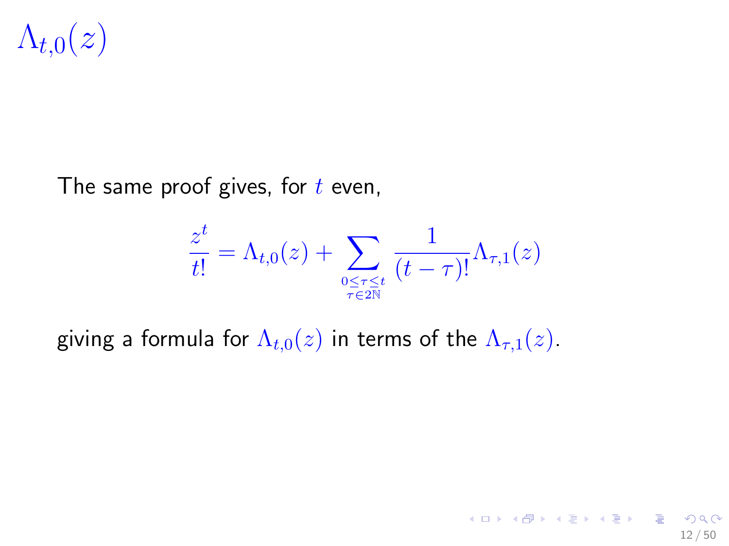# $\Lambda_{t,0}(z)$

The same proof gives, for $t$ even,

$$\frac{z^t}{t!} = \Lambda_{t,0}(z) + \sum_{\substack{0 \leq \tau \leq t \\ \tau \in 2\mathbb{N}}} \frac{1}{(t-\tau)!} \Lambda_{\tau,1}(z)$$

giving a formula for $\Lambda_{t,0}(z)$ in terms of the $\Lambda_{\tau,1}(z)$.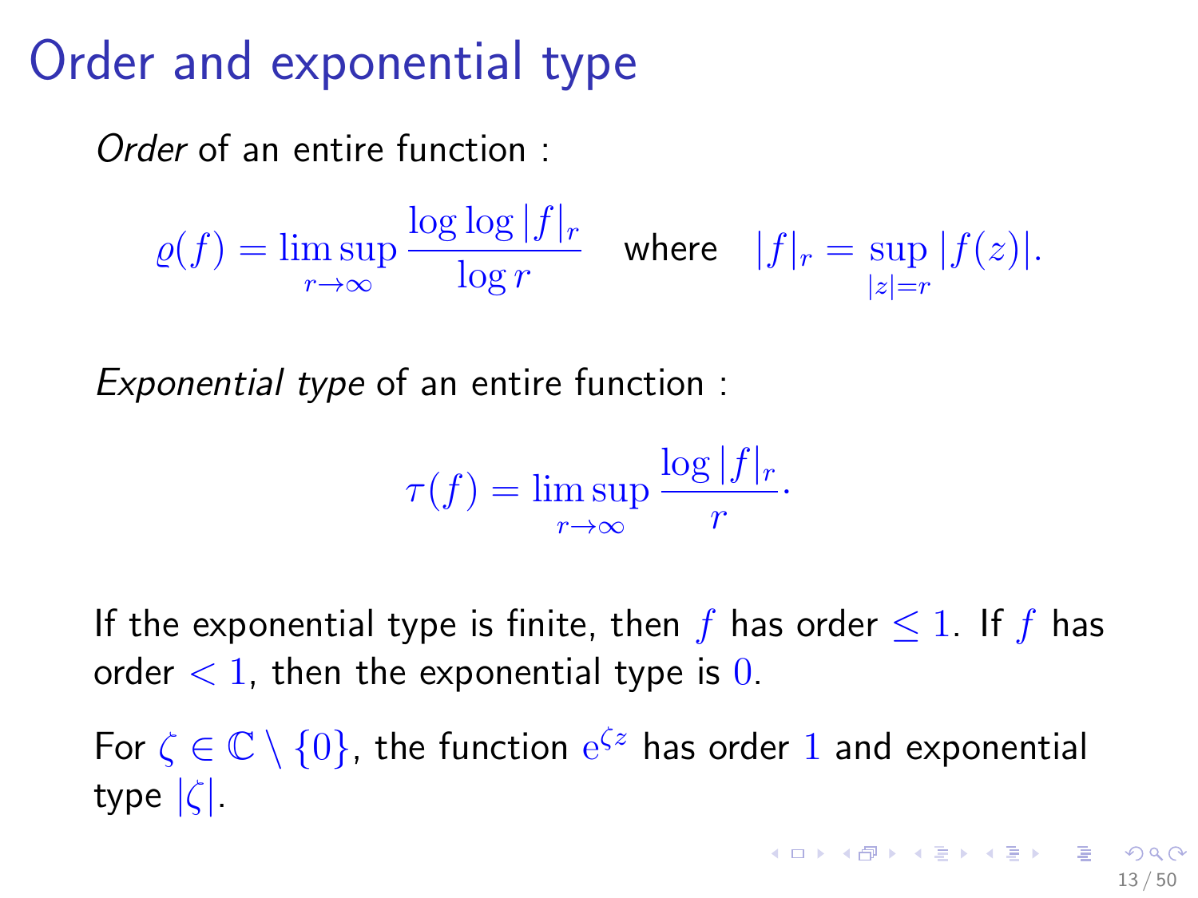# Order and exponential type

*Order* of an entire function :

$$\varrho(f) = \limsup_{r\to\infty} \frac{\log\log |f|_r}{\log r} \quad \text{where} \quad |f|_r = \sup_{|z|=r} |f(z)|.$$

*Exponential type* of an entire function :

$$\tau(f) = \limsup_{r\to\infty} \frac{\log |f|_r}{r}.$$

If the exponential type is finite, then $f$ has order $\leq 1$. If $f$ has order $< 1$, then the exponential type is $0$.

For $\zeta \in \mathbb{C} \setminus \{0\}$, the function $\mathrm{e}^{\zeta z}$ has order $1$ and exponential type $|\zeta|$.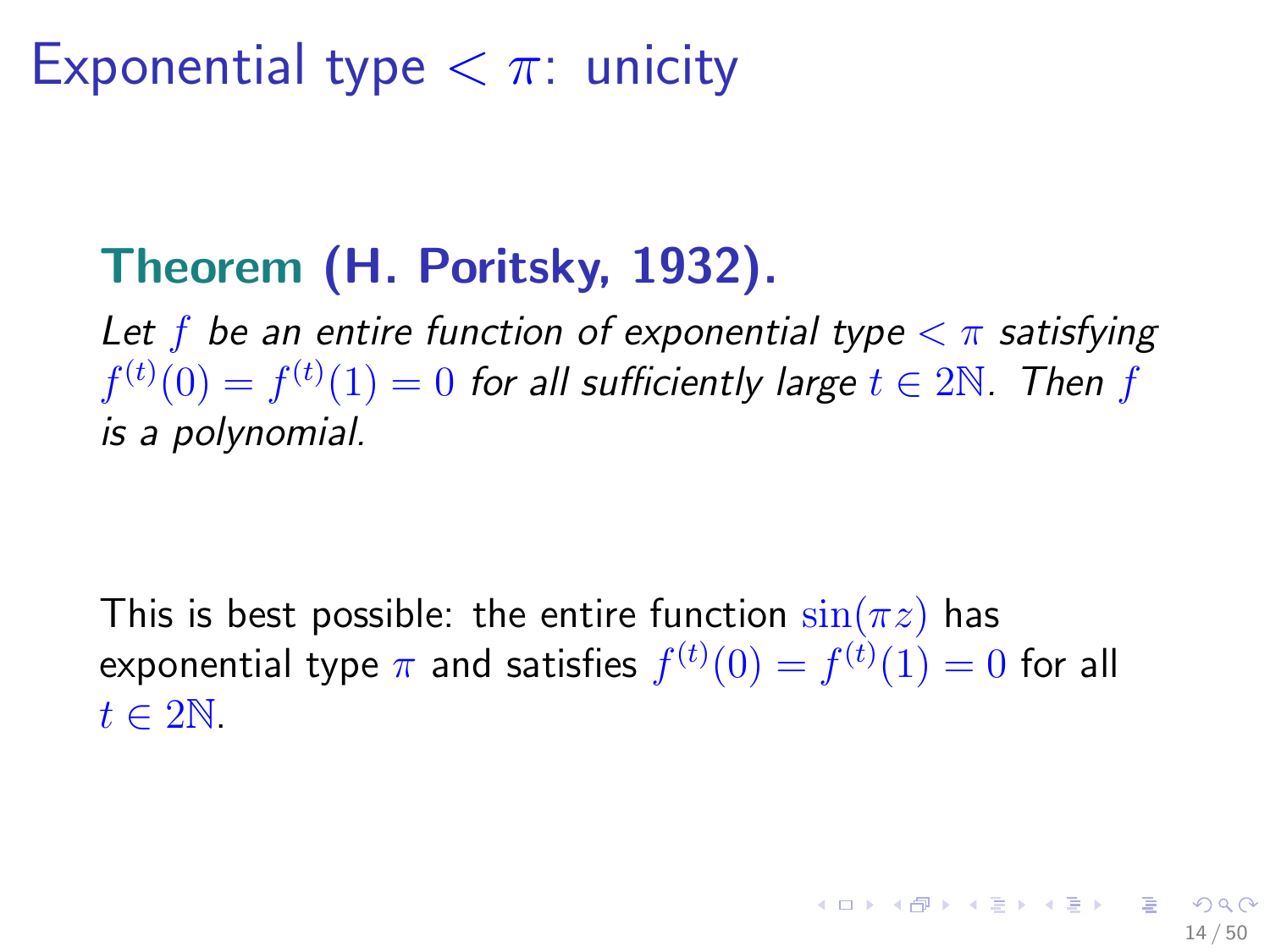# Exponential type $< \pi$: unicity

**Theorem (H. Poritsky, 1932).**

*Let $f$ be an entire function of exponential type $< \pi$ satisfying $f^{(t)}(0) = f^{(t)}(1) = 0$ for all sufficiently large $t \in 2\mathbb{N}$. Then $f$ is a polynomial.*

This is best possible: the entire function $\sin(\pi z)$ has exponential type $\pi$ and satisfies $f^{(t)}(0) = f^{(t)}(1) = 0$ for all $t \in 2\mathbb{N}$.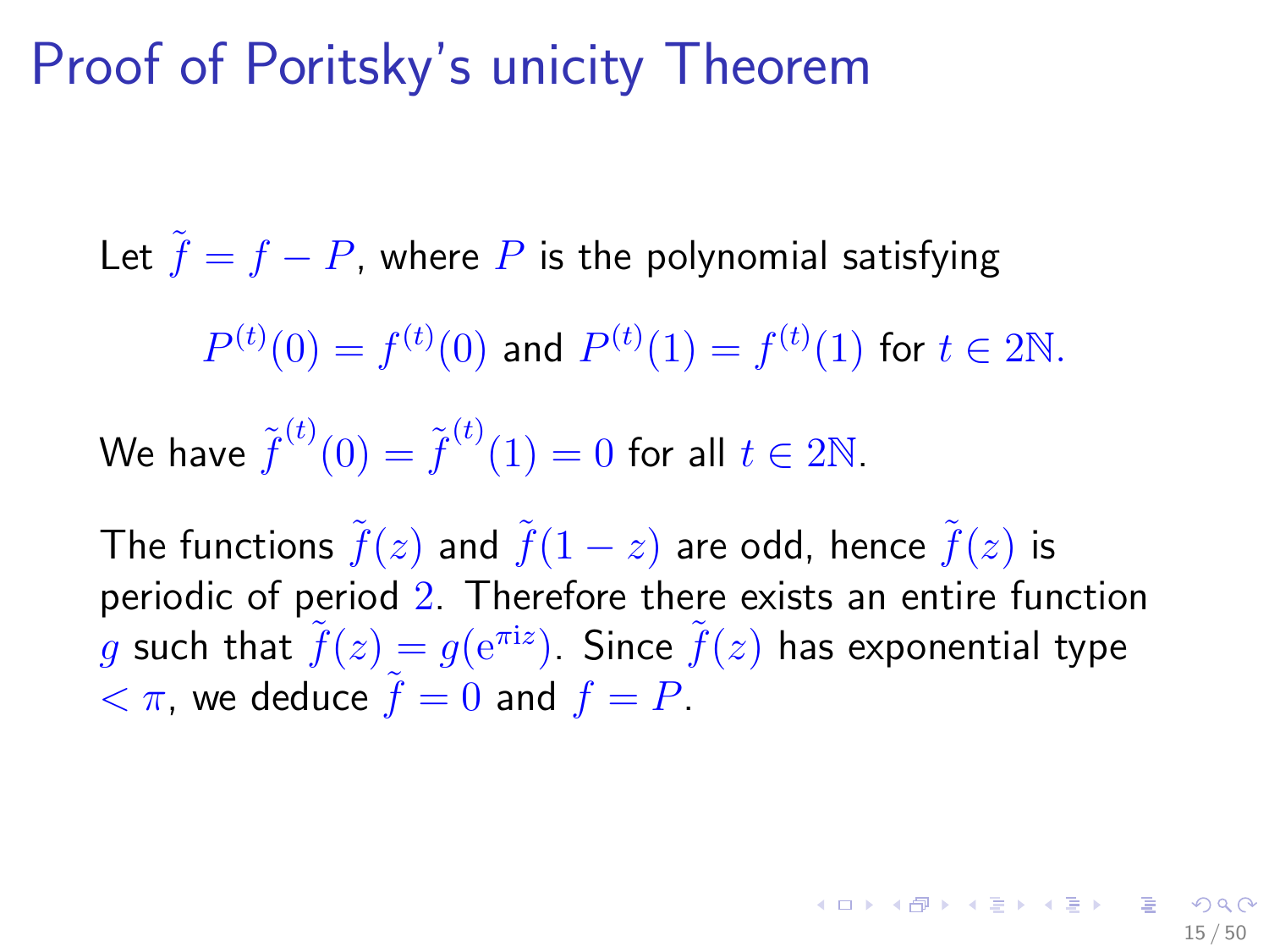# Proof of Poritsky's unicity Theorem

Let $\tilde{f} = f - P$, where $P$ is the polynomial satisfying

$$P^{(t)}(0) = f^{(t)}(0) \text{ and } P^{(t)}(1) = f^{(t)}(1) \text{ for } t \in 2\mathbb{N}.$$

We have $\tilde{f}^{(t)}(0) = \tilde{f}^{(t)}(1) = 0$ for all $t \in 2\mathbb{N}$.

The functions $\tilde{f}(z)$ and $\tilde{f}(1-z)$ are odd, hence $\tilde{f}(z)$ is periodic of period $2$. Therefore there exists an entire function $g$ such that $\tilde{f}(z) = g(\mathrm{e}^{\pi \mathrm{i} z})$. Since $\tilde{f}(z)$ has exponential type $< \pi$, we deduce $\tilde{f} = 0$ and $f = P$.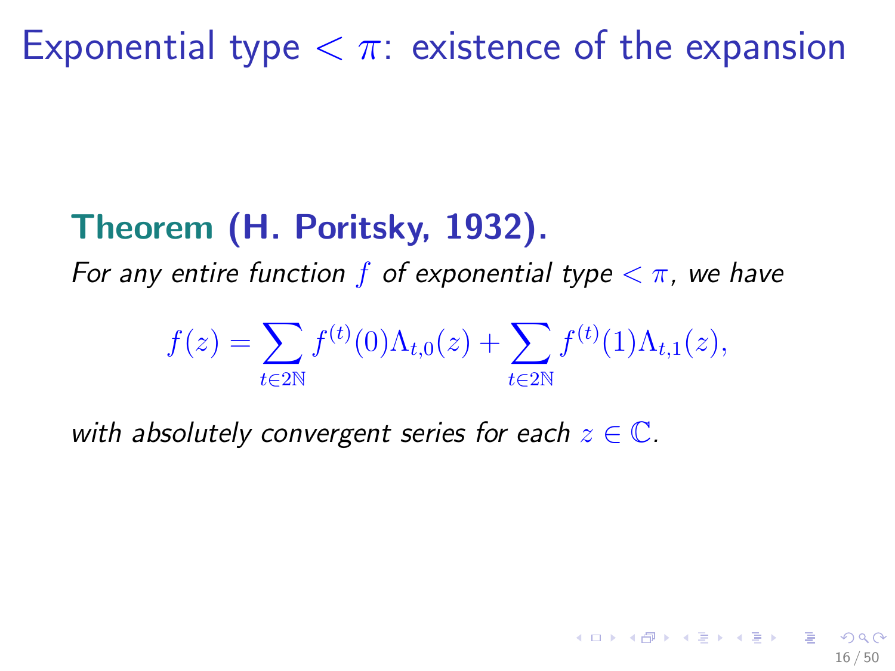# Exponential type $< \pi$: existence of the expansion

**Theorem (H. Poritsky, 1932).**

*For any entire function $f$ of exponential type $< \pi$, we have*

$$f(z) = \sum_{t \in 2\mathbb{N}} f^{(t)}(0) \Lambda_{t,0}(z) + \sum_{t \in 2\mathbb{N}} f^{(t)}(1) \Lambda_{t,1}(z),$$

*with absolutely convergent series for each $z \in \mathbb{C}$.*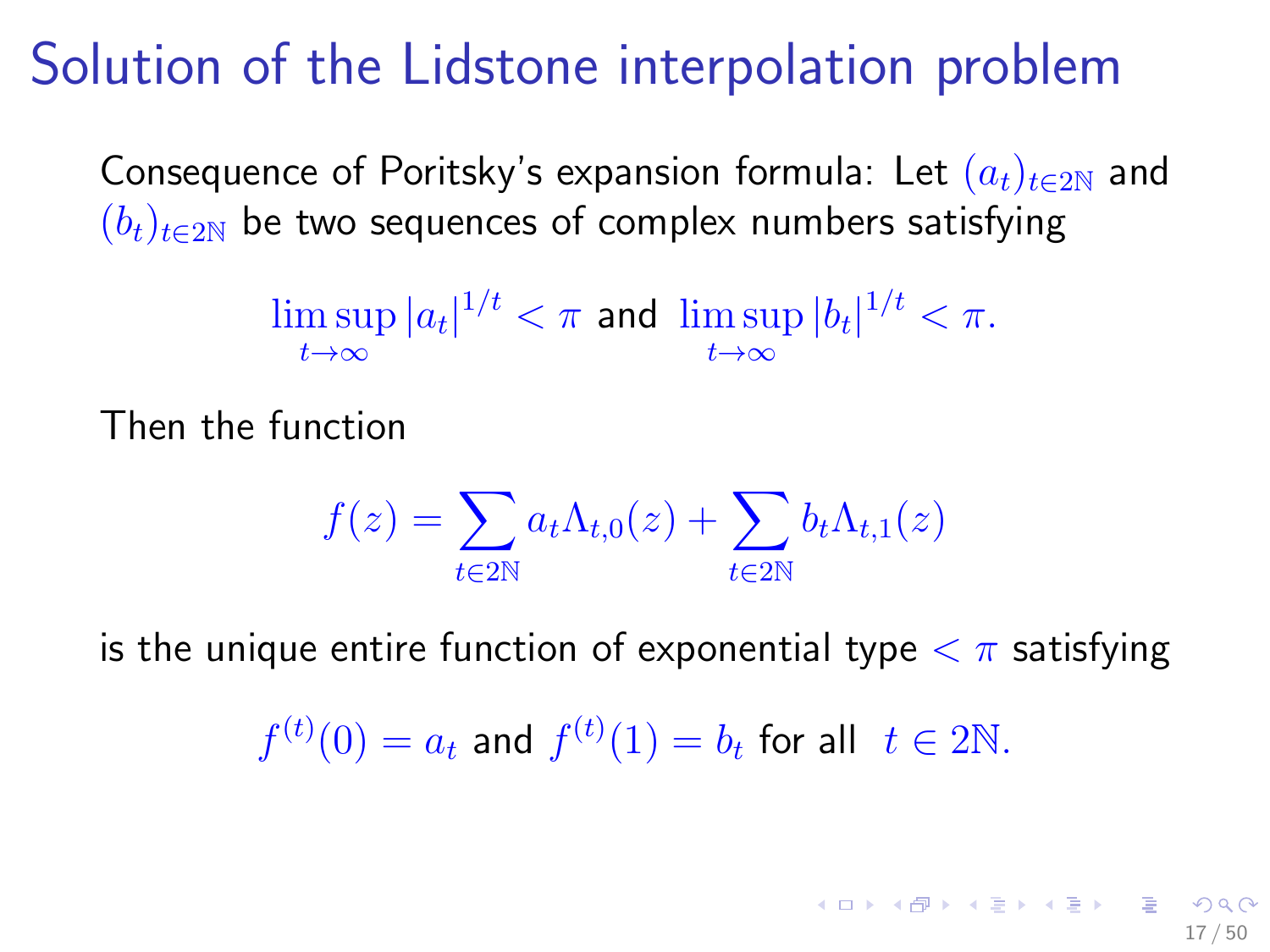# Solution of the Lidstone interpolation problem

Consequence of Poritsky's expansion formula: Let $(a_t)_{t\in 2\mathbb{N}}$ and $(b_t)_{t\in 2\mathbb{N}}$ be two sequences of complex numbers satisfying

$$\limsup_{t\to\infty} |a_t|^{1/t} < \pi \text{ and } \limsup_{t\to\infty} |b_t|^{1/t} < \pi.$$

Then the function

$$f(z) = \sum_{t\in 2\mathbb{N}} a_t \Lambda_{t,0}(z) + \sum_{t\in 2\mathbb{N}} b_t \Lambda_{t,1}(z)$$

is the unique entire function of exponential type $< \pi$ satisfying

$$f^{(t)}(0) = a_t \text{ and } f^{(t)}(1) = b_t \text{ for all } t \in 2\mathbb{N}.$$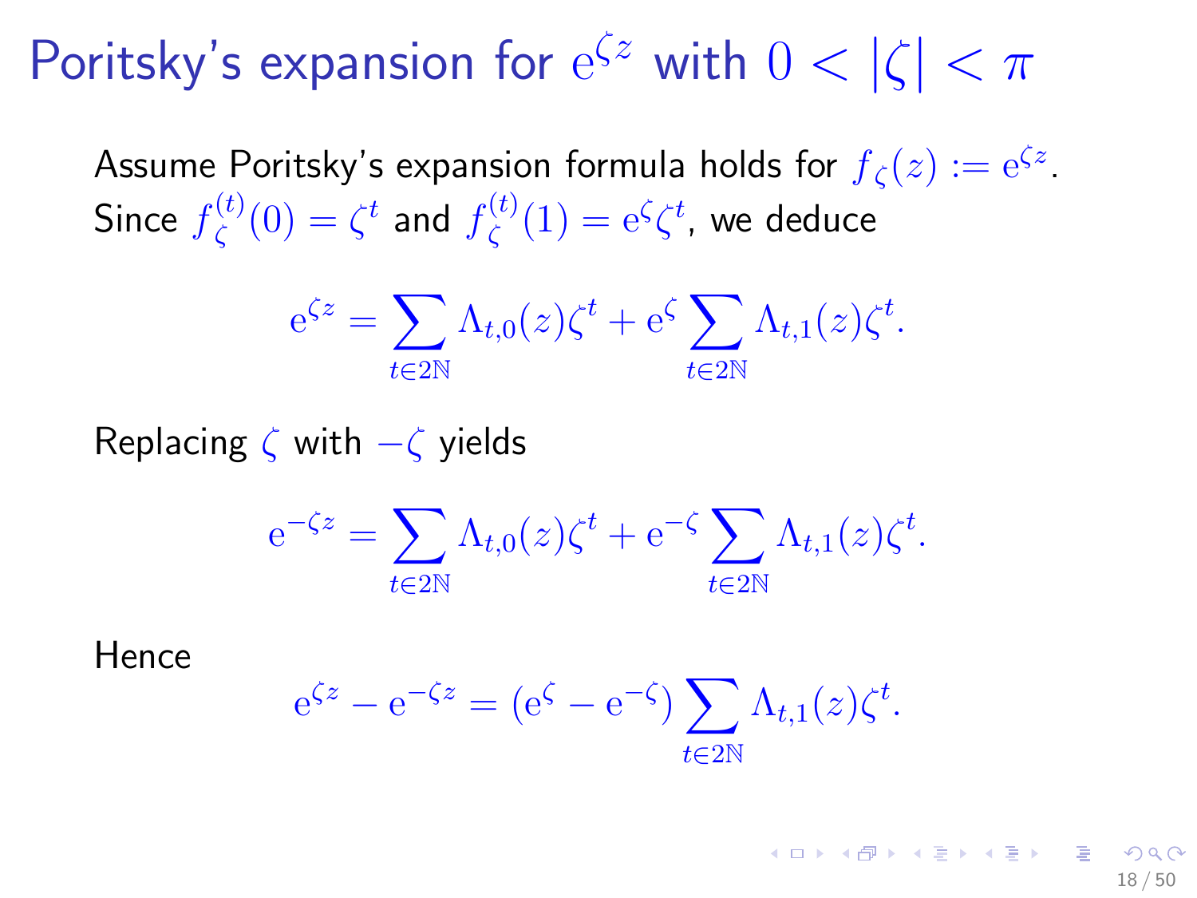# Poritsky's expansion for $\mathrm{e}^{\zeta z}$ with $0 < |\zeta| < \pi$

Assume Poritsky's expansion formula holds for $f_\zeta(z) := \mathrm{e}^{\zeta z}$. Since $f_\zeta^{(t)}(0) = \zeta^t$ and $f_\zeta^{(t)}(1) = \mathrm{e}^{\zeta}\zeta^t$, we deduce

$$\mathrm{e}^{\zeta z} = \sum_{t \in 2\mathbb{N}} \Lambda_{t,0}(z)\zeta^t + \mathrm{e}^{\zeta} \sum_{t \in 2\mathbb{N}} \Lambda_{t,1}(z)\zeta^t.$$

Replacing $\zeta$ with $-\zeta$ yields

$$\mathrm{e}^{-\zeta z} = \sum_{t \in 2\mathbb{N}} \Lambda_{t,0}(z)\zeta^t + \mathrm{e}^{-\zeta} \sum_{t \in 2\mathbb{N}} \Lambda_{t,1}(z)\zeta^t.$$

Hence

$$\mathrm{e}^{\zeta z} - \mathrm{e}^{-\zeta z} = (\mathrm{e}^{\zeta} - \mathrm{e}^{-\zeta}) \sum_{t \in 2\mathbb{N}} \Lambda_{t,1}(z)\zeta^t.$$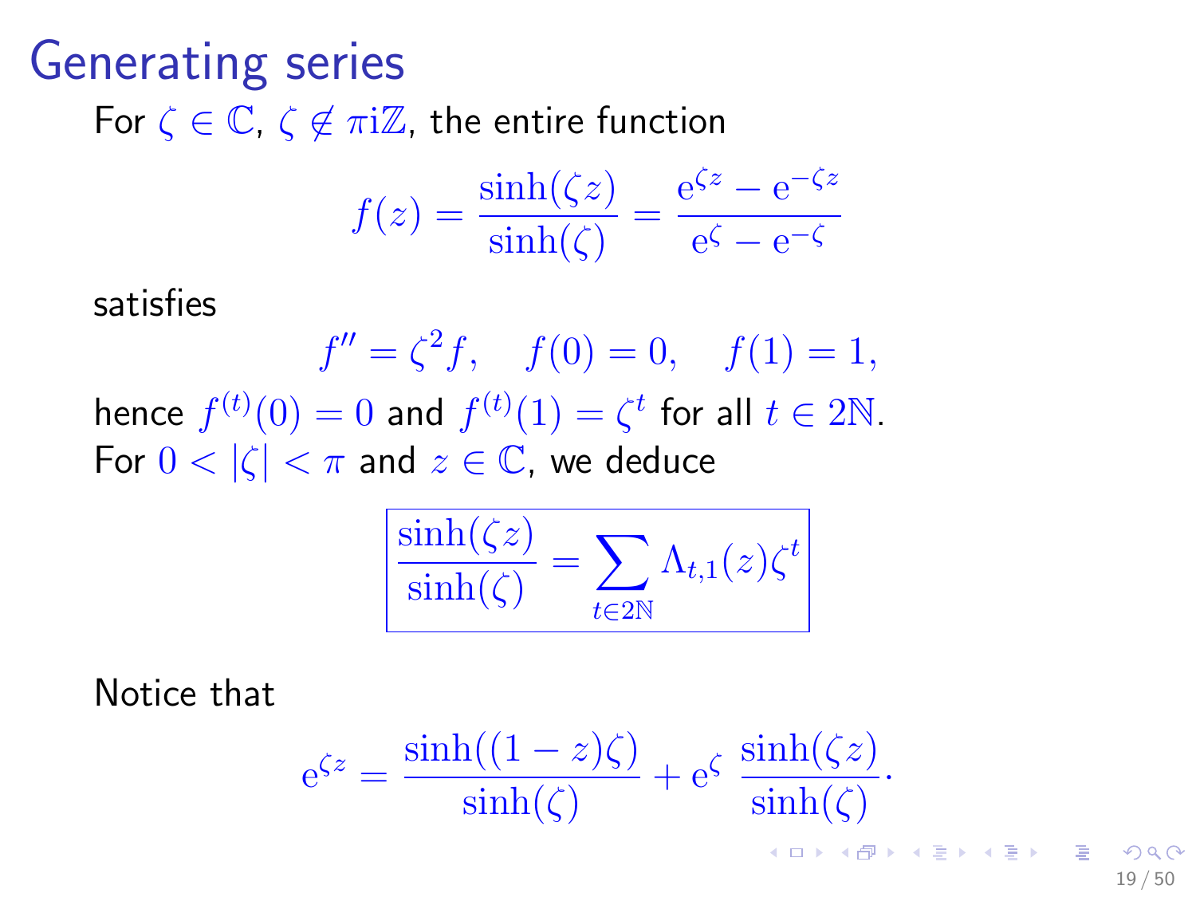# Generating series

For $\zeta \in \mathbb{C}$, $\zeta \notin \pi \mathrm{i} \mathbb{Z}$, the entire function

$$f(z) = \frac{\sinh(\zeta z)}{\sinh(\zeta)} = \frac{\mathrm{e}^{\zeta z} - \mathrm{e}^{-\zeta z}}{\mathrm{e}^{\zeta} - \mathrm{e}^{-\zeta}}$$

satisfies

$$f'' = \zeta^2 f, \quad f(0) = 0, \quad f(1) = 1,$$

hence $f^{(t)}(0) = 0$ and $f^{(t)}(1) = \zeta^t$ for all $t \in 2\mathbb{N}$.
For $0 < |\zeta| < \pi$ and $z \in \mathbb{C}$, we deduce

$$\boxed{\frac{\sinh(\zeta z)}{\sinh(\zeta)} = \sum_{t \in 2\mathbb{N}} \Lambda_{t,1}(z) \zeta^t}$$

Notice that

$$\mathrm{e}^{\zeta z} = \frac{\sinh((1-z)\zeta)}{\sinh(\zeta)} + \mathrm{e}^{\zeta} \, \frac{\sinh(\zeta z)}{\sinh(\zeta)}.$$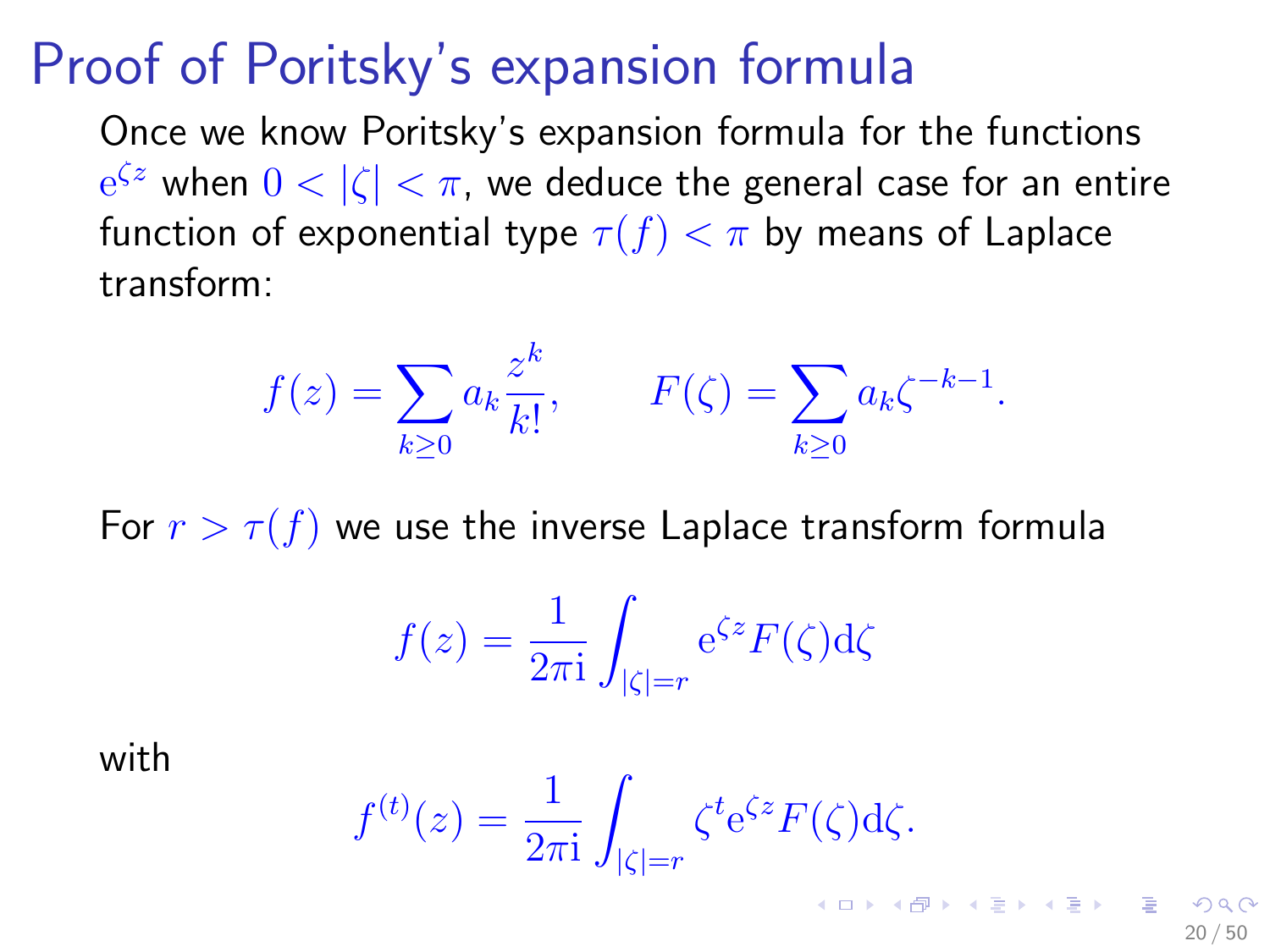# Proof of Poritsky's expansion formula

Once we know Poritsky's expansion formula for the functions $e^{\zeta z}$ when $0 < |\zeta| < \pi$, we deduce the general case for an entire function of exponential type $\tau(f) < \pi$ by means of Laplace transform:

$$f(z) = \sum_{k \geq 0} a_k \frac{z^k}{k!}, \qquad F(\zeta) = \sum_{k \geq 0} a_k \zeta^{-k-1}.$$

For $r > \tau(f)$ we use the inverse Laplace transform formula

$$f(z) = \frac{1}{2\pi i} \int_{|\zeta|=r} e^{\zeta z} F(\zeta) d\zeta$$

with

$$f^{(t)}(z) = \frac{1}{2\pi i} \int_{|\zeta|=r} \zeta^t e^{\zeta z} F(\zeta) d\zeta.$$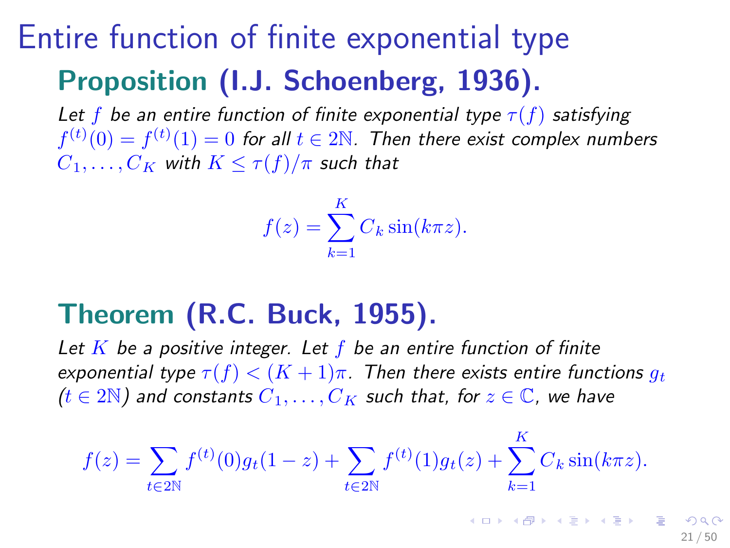# Entire function of finite exponential type

## Proposition (I.J. Schoenberg, 1936).

*Let $f$ be an entire function of finite exponential type $\tau(f)$ satisfying $f^{(t)}(0) = f^{(t)}(1) = 0$ for all $t \in 2\mathbb{N}$. Then there exist complex numbers $C_1, \ldots, C_K$ with $K \leq \tau(f)/\pi$ such that*

$$f(z) = \sum_{k=1}^{K} C_k \sin(k\pi z).$$

## Theorem (R.C. Buck, 1955).

*Let $K$ be a positive integer. Let $f$ be an entire function of finite exponential type $\tau(f) < (K+1)\pi$. Then there exists entire functions $g_t$ ($t \in 2\mathbb{N}$) and constants $C_1, \ldots, C_K$ such that, for $z \in \mathbb{C}$, we have*

$$f(z) = \sum_{t \in 2\mathbb{N}} f^{(t)}(0) g_t(1-z) + \sum_{t \in 2\mathbb{N}} f^{(t)}(1) g_t(z) + \sum_{k=1}^{K} C_k \sin(k\pi z).$$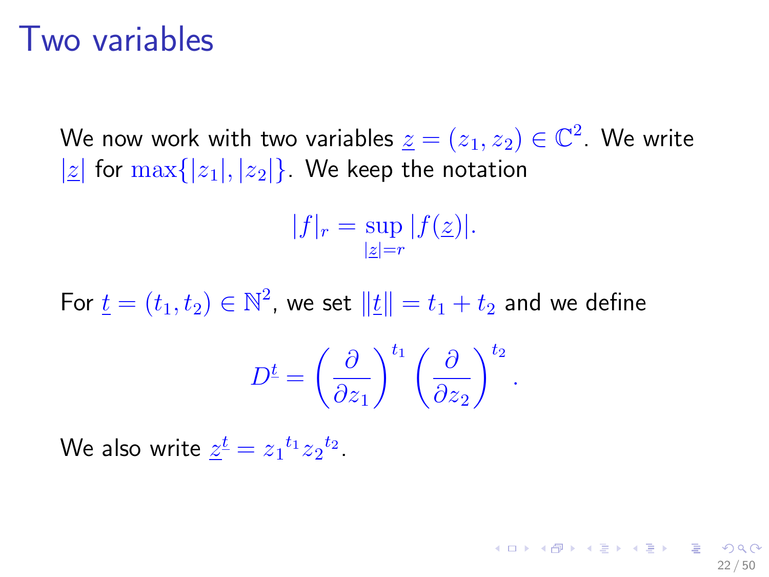# Two variables

We now work with two variables $\underline{z} = (z_1, z_2) \in \mathbb{C}^2$. We write $|\underline{z}|$ for $\max\{|z_1|, |z_2|\}$. We keep the notation

$$|f|_r = \sup_{|\underline{z}|=r} |f(\underline{z})|.$$

For $\underline{t} = (t_1, t_2) \in \mathbb{N}^2$, we set $\|\underline{t}\| = t_1 + t_2$ and we define

$$D^{\underline{t}} = \left(\frac{\partial}{\partial z_1}\right)^{t_1} \left(\frac{\partial}{\partial z_2}\right)^{t_2}.$$

We also write $\underline{z}^{\underline{t}} = {z_1}^{t_1} {z_2}^{t_2}$.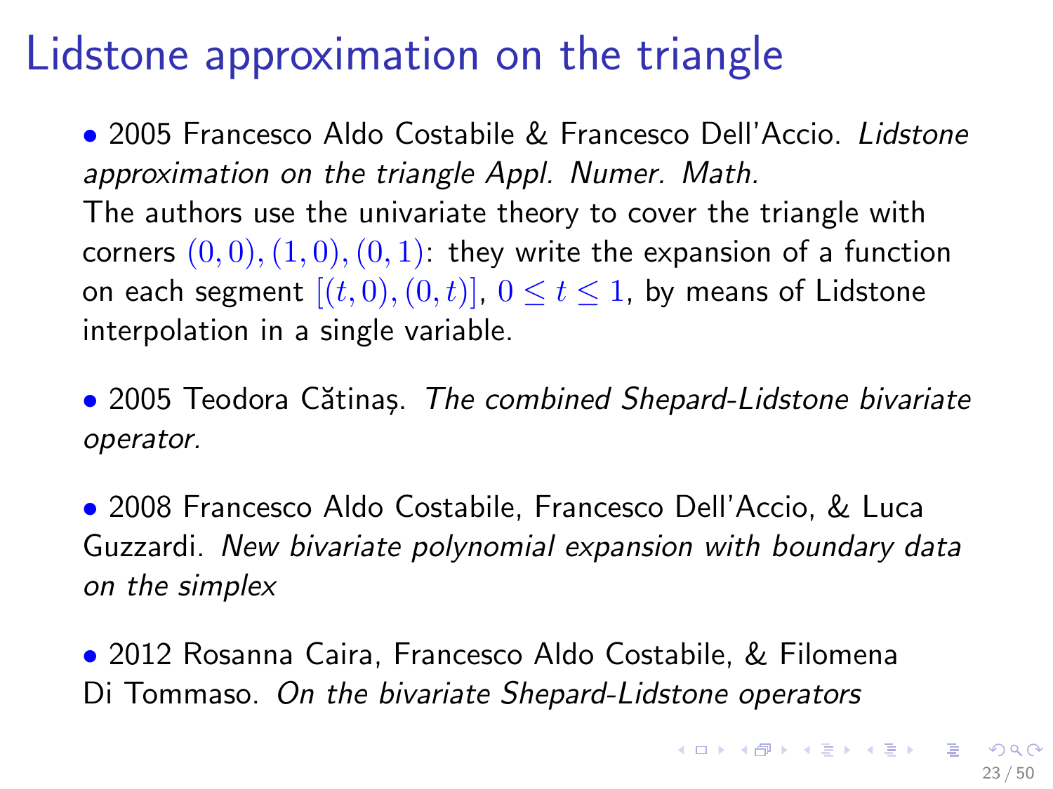# Lidstone approximation on the triangle

- 2005 Francesco Aldo Costabile & Francesco Dell'Accio. *Lidstone approximation on the triangle Appl. Numer. Math.*
  The authors use the univariate theory to cover the triangle with corners $(0,0),(1,0),(0,1)$: they write the expansion of a function on each segment $[(t,0),(0,t)]$, $0 \leq t \leq 1$, by means of Lidstone interpolation in a single variable.

- 2005 Teodora Cătinaș. *The combined Shepard-Lidstone bivariate operator.*

- 2008 Francesco Aldo Costabile, Francesco Dell'Accio, & Luca Guzzardi. *New bivariate polynomial expansion with boundary data on the simplex*

- 2012 Rosanna Caira, Francesco Aldo Costabile, & Filomena Di Tommaso. *On the bivariate Shepard-Lidstone operators*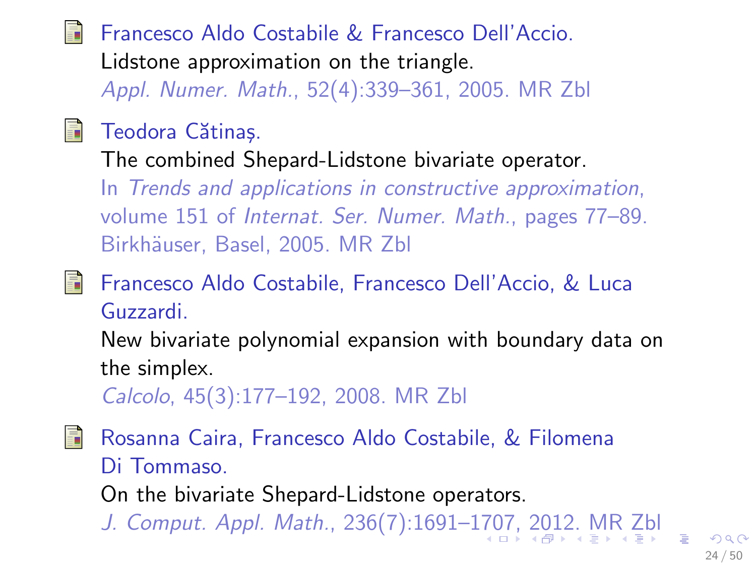- Francesco Aldo Costabile & Francesco Dell'Accio.
  Lidstone approximation on the triangle.
  *Appl. Numer. Math.*, 52(4):339–361, 2005. MR Zbl

- Teodora Cătinaș.
  The combined Shepard-Lidstone bivariate operator.
  In *Trends and applications in constructive approximation*, volume 151 of *Internat. Ser. Numer. Math.*, pages 77–89. Birkhäuser, Basel, 2005. MR Zbl

- Francesco Aldo Costabile, Francesco Dell'Accio, & Luca Guzzardi.
  New bivariate polynomial expansion with boundary data on the simplex.
  *Calcolo*, 45(3):177–192, 2008. MR Zbl

- Rosanna Caira, Francesco Aldo Costabile, & Filomena Di Tommaso.
  On the bivariate Shepard-Lidstone operators.
  *J. Comput. Appl. Math.*, 236(7):1691–1707, 2012. MR Zbl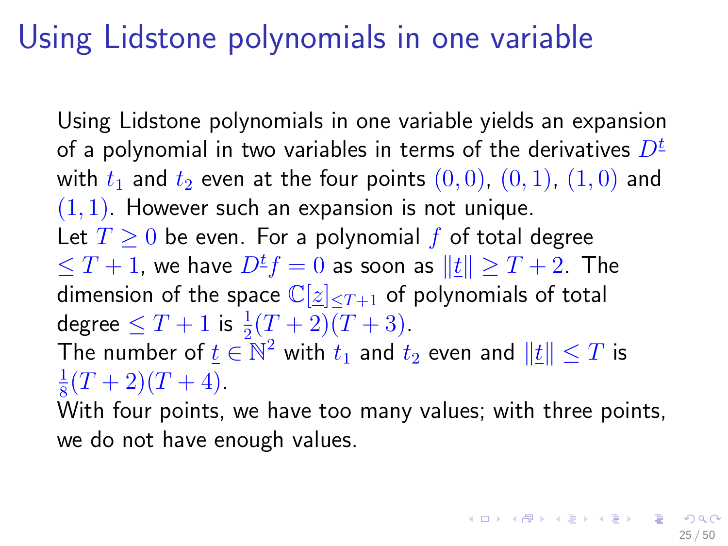# Using Lidstone polynomials in one variable

Using Lidstone polynomials in one variable yields an expansion of a polynomial in two variables in terms of the derivatives $D^{\underline{t}}$ with $t_1$ and $t_2$ even at the four points $(0,0)$, $(0,1)$, $(1,0)$ and $(1,1)$. However such an expansion is not unique.

Let $T \geq 0$ be even. For a polynomial $f$ of total degree $\leq T+1$, we have $D^{\underline{t}} f = 0$ as soon as $\|\underline{t}\| \geq T+2$. The dimension of the space $\mathbb{C}[\underline{z}]_{\leq T+1}$ of polynomials of total degree $\leq T+1$ is $\frac{1}{2}(T+2)(T+3)$.

The number of $\underline{t} \in \mathbb{N}^2$ with $t_1$ and $t_2$ even and $\|\underline{t}\| \leq T$ is $\frac{1}{8}(T+2)(T+4)$.

With four points, we have too many values; with three points, we do not have enough values.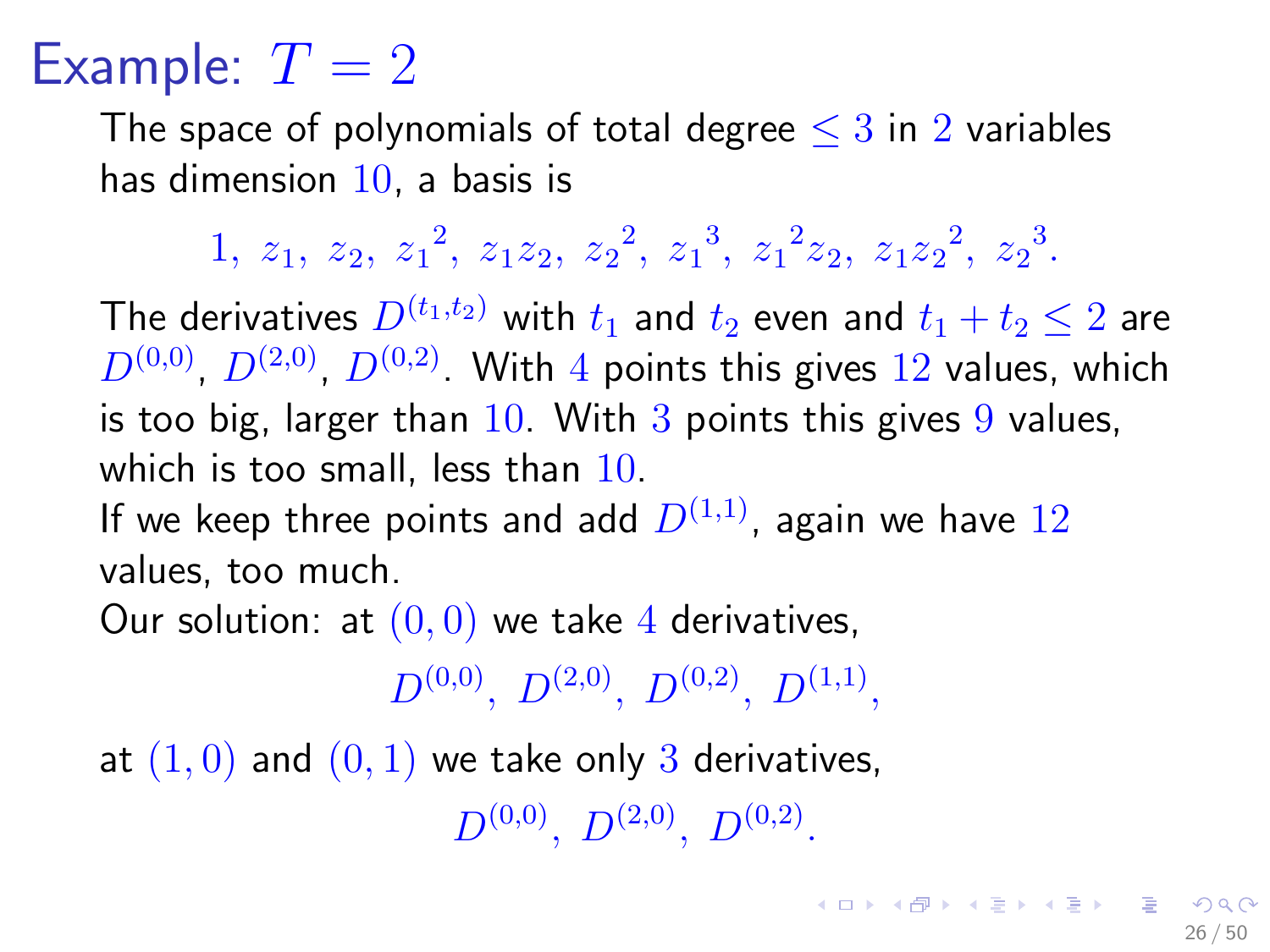# Example: $T = 2$

The space of polynomials of total degree $\leq 3$ in $2$ variables has dimension $10$, a basis is

$$1,\ z_1,\ z_2,\ {z_1}^2,\ z_1 z_2,\ {z_2}^2,\ {z_1}^3,\ {z_1}^2 z_2,\ z_1 {z_2}^2,\ {z_2}^3.$$

The derivatives $D^{(t_1,t_2)}$ with $t_1$ and $t_2$ even and $t_1 + t_2 \leq 2$ are $D^{(0,0)}$, $D^{(2,0)}$, $D^{(0,2)}$. With $4$ points this gives $12$ values, which is too big, larger than $10$. With $3$ points this gives $9$ values, which is too small, less than $10$.

If we keep three points and add $D^{(1,1)}$, again we have $12$ values, too much.

Our solution: at $(0,0)$ we take $4$ derivatives,

$$D^{(0,0)},\ D^{(2,0)},\ D^{(0,2)},\ D^{(1,1)},$$

at $(1,0)$ and $(0,1)$ we take only $3$ derivatives,

$$D^{(0,0)},\ D^{(2,0)},\ D^{(0,2)}.$$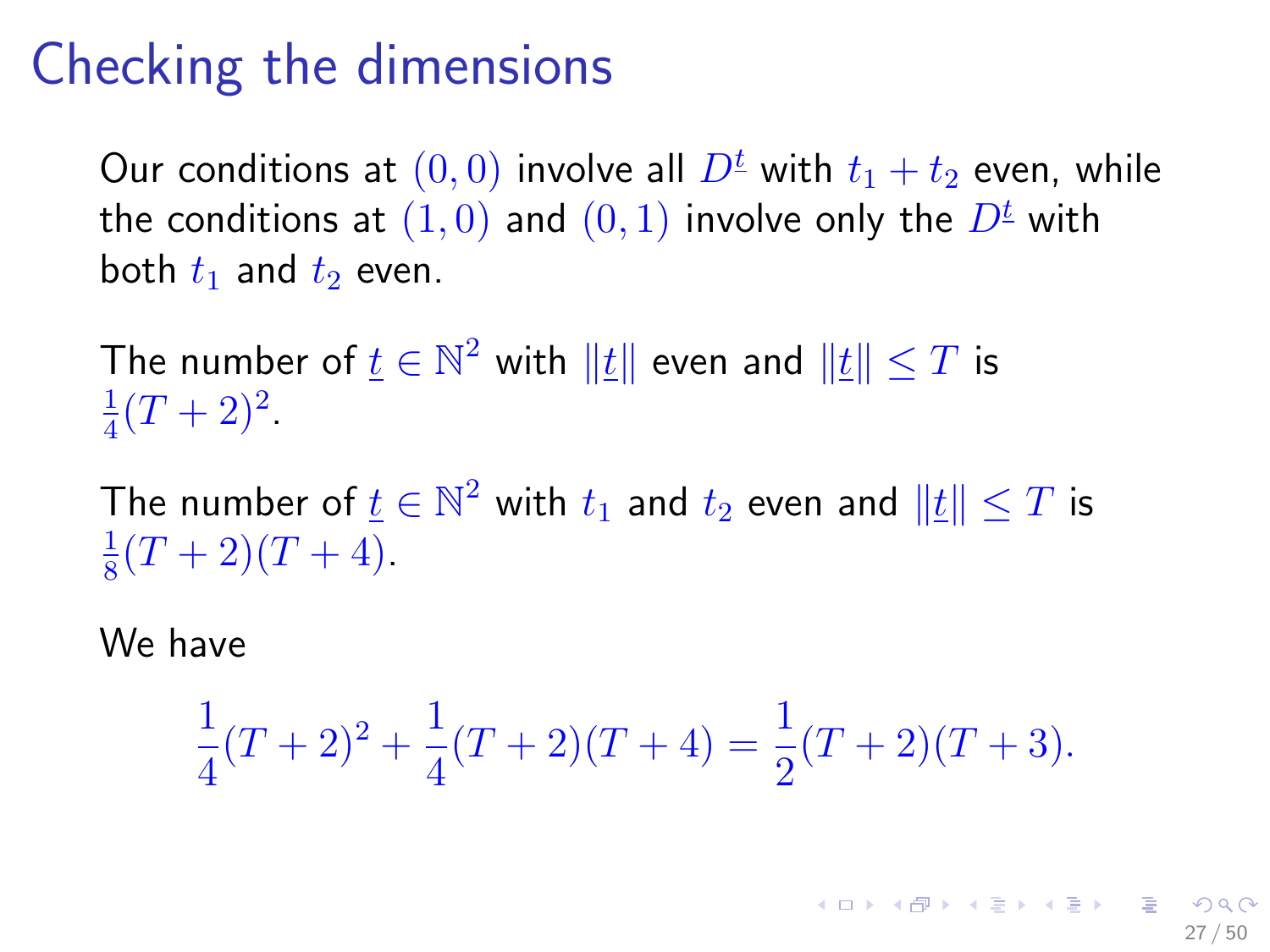# Checking the dimensions

Our conditions at $(0,0)$ involve all $D^{\underline{t}}$ with $t_1 + t_2$ even, while the conditions at $(1,0)$ and $(0,1)$ involve only the $D^{\underline{t}}$ with both $t_1$ and $t_2$ even.

The number of $\underline{t} \in \mathbb{N}^2$ with $\|\underline{t}\|$ even and $\|\underline{t}\| \leq T$ is $\frac{1}{4}(T+2)^2$.

The number of $\underline{t} \in \mathbb{N}^2$ with $t_1$ and $t_2$ even and $\|\underline{t}\| \leq T$ is $\frac{1}{8}(T+2)(T+4)$.

We have

$$\frac{1}{4}(T+2)^2 + \frac{1}{4}(T+2)(T+4) = \frac{1}{2}(T+2)(T+3).$$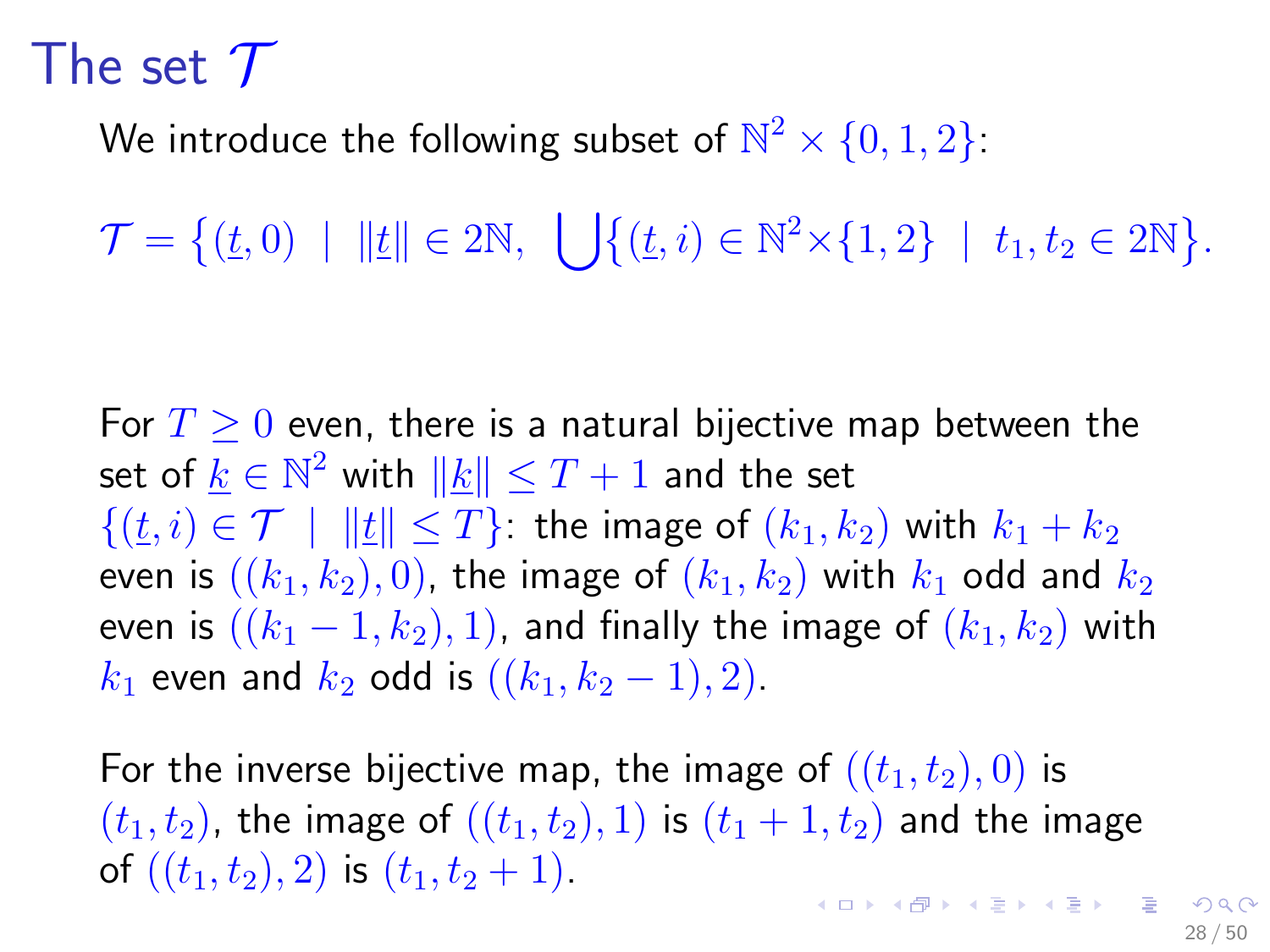# The set $\mathcal{T}$

We introduce the following subset of $\mathbb{N}^2 \times \{0,1,2\}$:

$$\mathcal{T} = \big\{(\underline{t},0) \ \mid \ \|\underline{t}\| \in 2\mathbb{N}, \ \bigcup\big\{(\underline{t},i) \in \mathbb{N}^2 \times \{1,2\} \ \mid \ t_1, t_2 \in 2\mathbb{N}\big\}.$$

For $T \geq 0$ even, there is a natural bijective map between the set of $\underline{k} \in \mathbb{N}^2$ with $\|\underline{k}\| \leq T+1$ and the set $\{(\underline{t},i) \in \mathcal{T} \ \mid \ \|\underline{t}\| \leq T\}$: the image of $(k_1,k_2)$ with $k_1+k_2$ even is $((k_1,k_2),0)$, the image of $(k_1,k_2)$ with $k_1$ odd and $k_2$ even is $((k_1-1,k_2),1)$, and finally the image of $(k_1,k_2)$ with $k_1$ even and $k_2$ odd is $((k_1,k_2-1),2)$.

For the inverse bijective map, the image of $((t_1,t_2),0)$ is $(t_1,t_2)$, the image of $((t_1,t_2),1)$ is $(t_1+1,t_2)$ and the image of $((t_1,t_2),2)$ is $(t_1,t_2+1)$.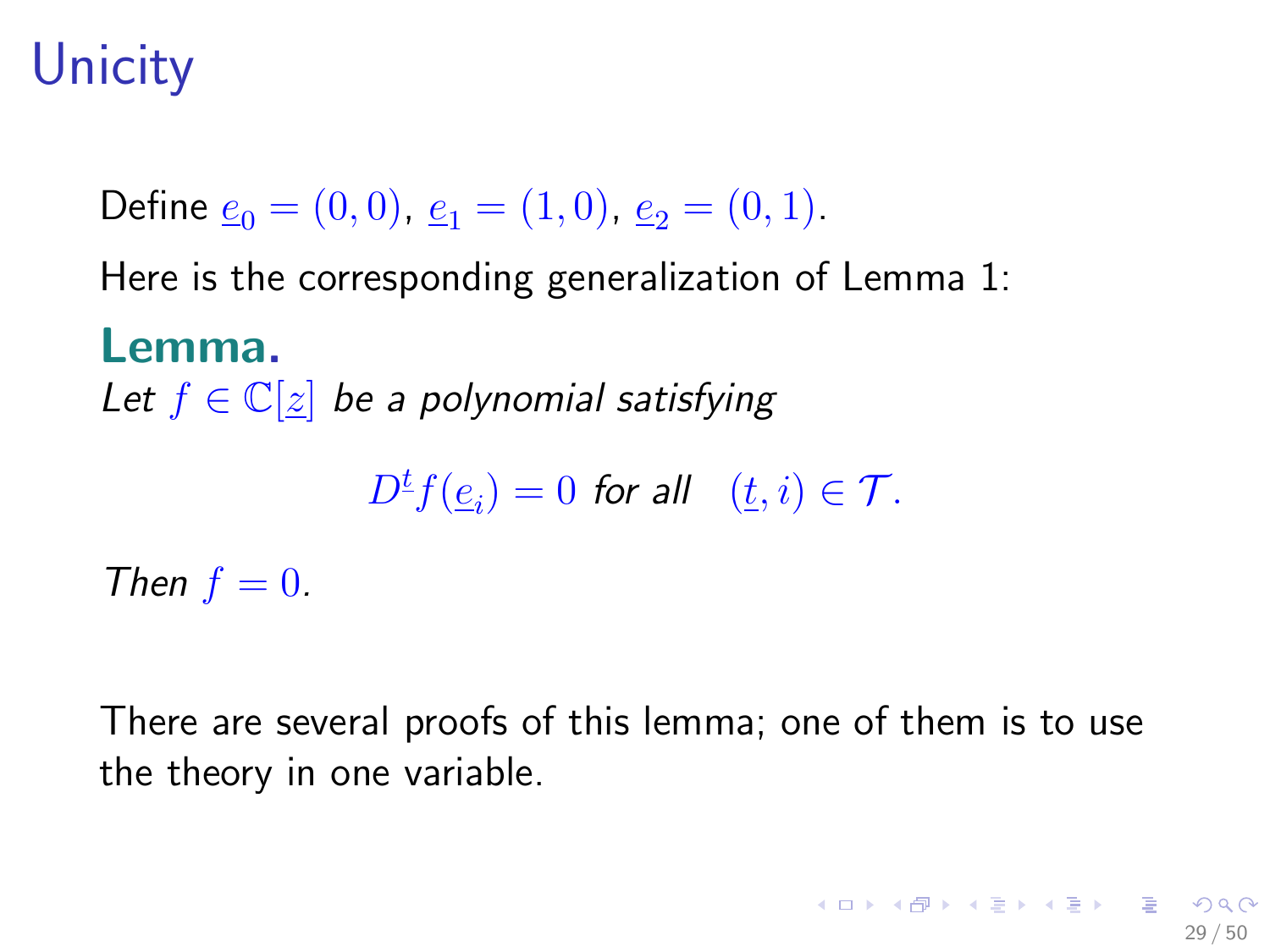# Unicity

Define $\underline{e}_0 = (0,0)$, $\underline{e}_1 = (1,0)$, $\underline{e}_2 = (0,1)$.

Here is the corresponding generalization of Lemma 1:

**Lemma.**

*Let $f \in \mathbb{C}[\underline{z}]$ be a polynomial satisfying*

$$D^{\underline{t}} f(\underline{e}_i) = 0 \text{ for all } \quad (\underline{t}, i) \in \mathcal{T}.$$

*Then $f = 0$.*

There are several proofs of this lemma; one of them is to use the theory in one variable.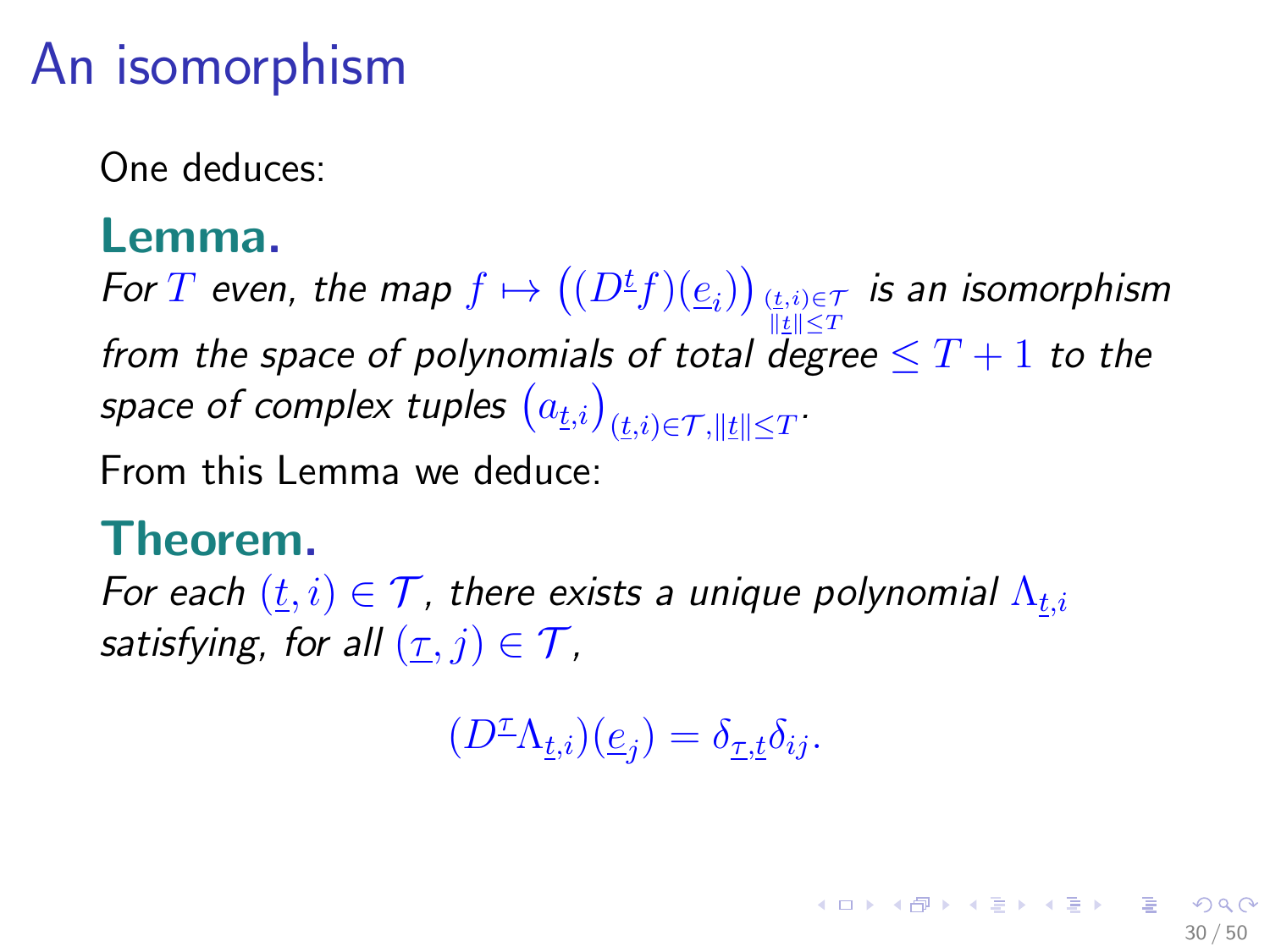# An isomorphism

One deduces:

**Lemma.**
*For $T$ even, the map $f \mapsto \big((D^{\underline{t}} f)(\underline{e}_i)\big)_{\substack{(\underline{t},i)\in\mathcal{T} \\ \|\underline{t}\|\le T}}$ is an isomorphism from the space of polynomials of total degree $\le T+1$ to the space of complex tuples $\big(a_{\underline{t},i}\big)_{(\underline{t},i)\in\mathcal{T},\|\underline{t}\|\le T}$.*

From this Lemma we deduce:

**Theorem.**
*For each $(\underline{t}, i) \in \mathcal{T}$, there exists a unique polynomial $\Lambda_{\underline{t},i}$ satisfying, for all $(\underline{\tau}, j) \in \mathcal{T}$,*

$$(D^{\underline{\tau}}\Lambda_{\underline{t},i})(\underline{e}_j) = \delta_{\underline{\tau},\underline{t}}\delta_{ij}.$$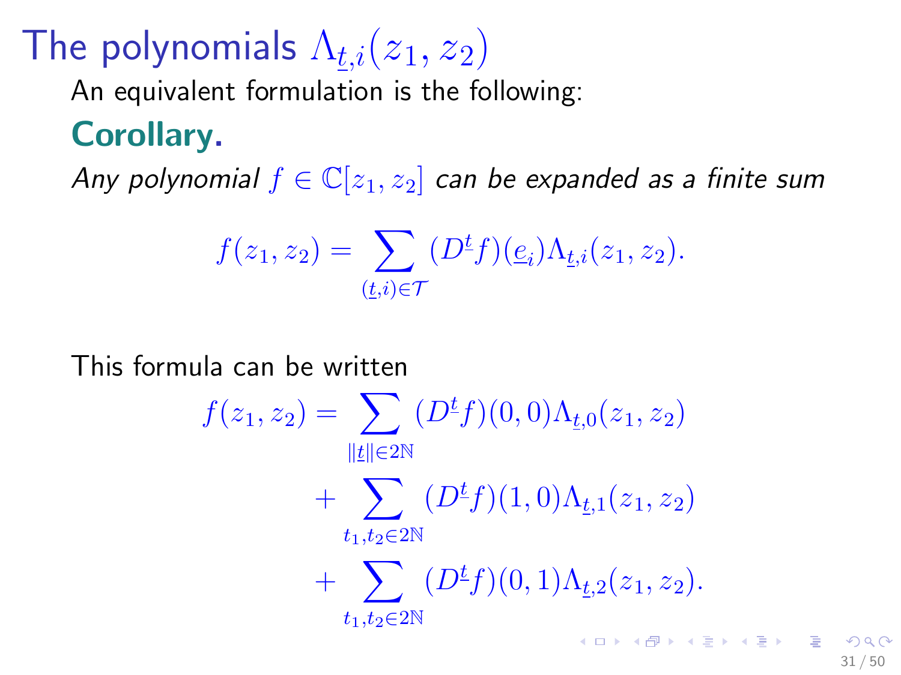# The polynomials $\Lambda_{\underline{t},i}(z_1, z_2)$

An equivalent formulation is the following:

**Corollary.**

*Any polynomial $f \in \mathbb{C}[z_1, z_2]$ can be expanded as a finite sum*

$$f(z_1, z_2) = \sum_{(\underline{t},i) \in \mathcal{T}} (D^{\underline{t}} f)(\underline{e}_i) \Lambda_{\underline{t},i}(z_1, z_2).$$

This formula can be written

$$\begin{aligned}
f(z_1, z_2) = & \sum_{\|\underline{t}\| \in 2\mathbb{N}} (D^{\underline{t}} f)(0,0) \Lambda_{\underline{t},0}(z_1, z_2) \\
& + \sum_{t_1, t_2 \in 2\mathbb{N}} (D^{\underline{t}} f)(1,0) \Lambda_{\underline{t},1}(z_1, z_2) \\
& + \sum_{t_1, t_2 \in 2\mathbb{N}} (D^{\underline{t}} f)(0,1) \Lambda_{\underline{t},2}(z_1, z_2).
\end{aligned}$$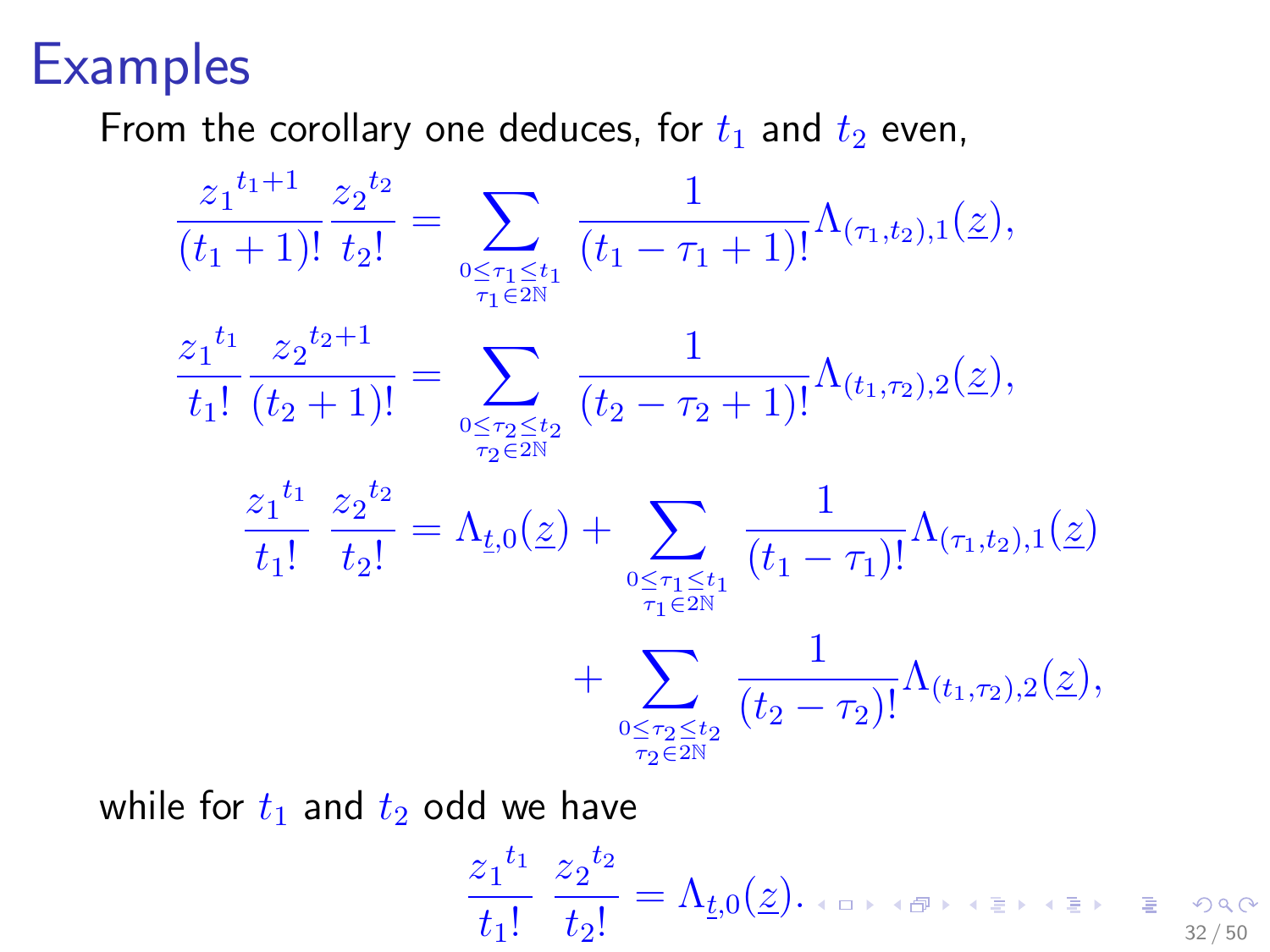# Examples

From the corollary one deduces, for $t_1$ and $t_2$ even,

$$\frac{{z_1}^{t_1+1}}{(t_1+1)!}\frac{{z_2}^{t_2}}{t_2!} = \sum_{\substack{0\le \tau_1 \le t_1 \\ \tau_1 \in 2\mathbb{N}}} \frac{1}{(t_1-\tau_1+1)!}\Lambda_{(\tau_1,t_2),1}(\underline{z}),$$

$$\frac{{z_1}^{t_1}}{t_1!}\frac{{z_2}^{t_2+1}}{(t_2+1)!} = \sum_{\substack{0\le \tau_2 \le t_2 \\ \tau_2 \in 2\mathbb{N}}} \frac{1}{(t_2-\tau_2+1)!}\Lambda_{(t_1,\tau_2),2}(\underline{z}),$$

$$\frac{{z_1}^{t_1}}{t_1!}\ \frac{{z_2}^{t_2}}{t_2!} = \Lambda_{\underline{t},0}(\underline{z}) + \sum_{\substack{0\le \tau_1 \le t_1 \\ \tau_1 \in 2\mathbb{N}}} \frac{1}{(t_1-\tau_1)!}\Lambda_{(\tau_1,t_2),1}(\underline{z}) + \sum_{\substack{0\le \tau_2 \le t_2 \\ \tau_2 \in 2\mathbb{N}}} \frac{1}{(t_2-\tau_2)!}\Lambda_{(t_1,\tau_2),2}(\underline{z}),$$

while for $t_1$ and $t_2$ odd we have

$$\frac{{z_1}^{t_1}}{t_1!}\ \frac{{z_2}^{t_2}}{t_2!} = \Lambda_{\underline{t},0}(\underline{z}).$$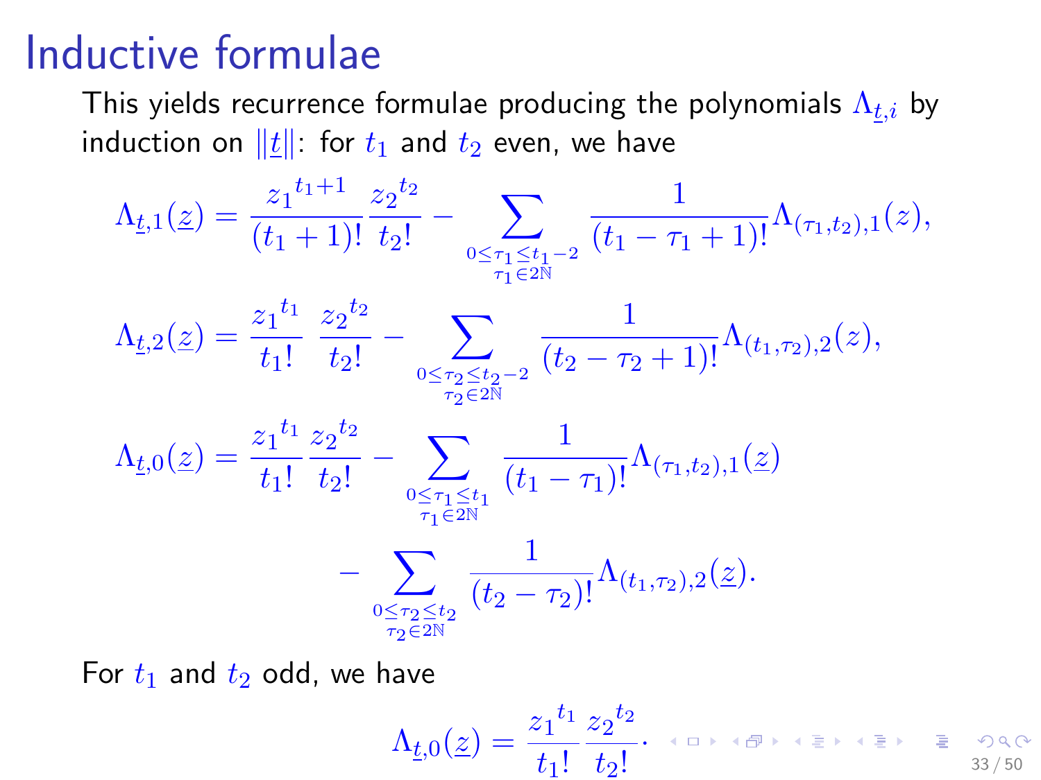# Inductive formulae

This yields recurrence formulae producing the polynomials $\Lambda_{\underline{t},i}$ by induction on $\|\underline{t}\|$: for $t_1$ and $t_2$ even, we have

$$\Lambda_{\underline{t},1}(\underline{z}) = \frac{{z_1}^{t_1+1}}{(t_1+1)!}\frac{{z_2}^{t_2}}{t_2!} - \sum_{\substack{0\leq\tau_1\leq t_1-2\\ \tau_1\in 2\mathbb{N}}} \frac{1}{(t_1-\tau_1+1)!}\Lambda_{(\tau_1,t_2),1}(z),$$

$$\Lambda_{\underline{t},2}(\underline{z}) = \frac{{z_1}^{t_1}}{t_1!}\ \frac{{z_2}^{t_2}}{t_2!} - \sum_{\substack{0\leq\tau_2\leq t_2-2\\ \tau_2\in 2\mathbb{N}}} \frac{1}{(t_2-\tau_2+1)!}\Lambda_{(t_1,\tau_2),2}(z),$$

$$\Lambda_{\underline{t},0}(\underline{z}) = \frac{{z_1}^{t_1}}{t_1!}\frac{{z_2}^{t_2}}{t_2!} - \sum_{\substack{0\leq\tau_1\leq t_1\\ \tau_1\in 2\mathbb{N}}} \frac{1}{(t_1-\tau_1)!}\Lambda_{(\tau_1,t_2),1}(\underline{z}) - \sum_{\substack{0\leq\tau_2\leq t_2\\ \tau_2\in 2\mathbb{N}}} \frac{1}{(t_2-\tau_2)!}\Lambda_{(t_1,\tau_2),2}(\underline{z}).$$

For $t_1$ and $t_2$ odd, we have

$$\Lambda_{\underline{t},0}(\underline{z}) = \frac{{z_1}^{t_1}}{t_1!}\frac{{z_2}^{t_2}}{t_2!}.$$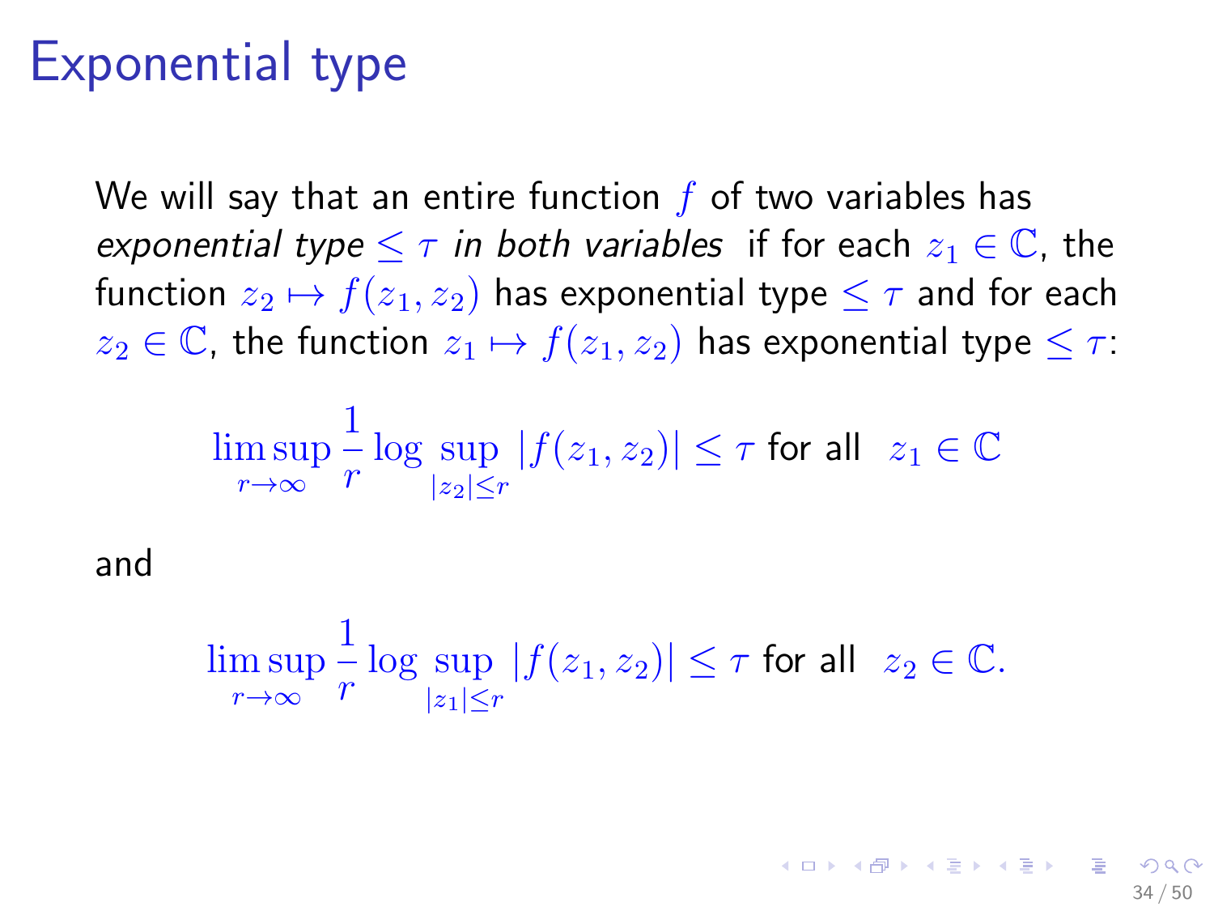# Exponential type

We will say that an entire function $f$ of two variables has *exponential type* $\leq \tau$ *in both variables* if for each $z_1 \in \mathbb{C}$, the function $z_2 \mapsto f(z_1, z_2)$ has exponential type $\leq \tau$ and for each $z_2 \in \mathbb{C}$, the function $z_1 \mapsto f(z_1, z_2)$ has exponential type $\leq \tau$:

$$\limsup_{r \to \infty} \frac{1}{r} \log \sup_{|z_2| \leq r} |f(z_1, z_2)| \leq \tau \text{ for all } \; z_1 \in \mathbb{C}$$

and

$$\limsup_{r \to \infty} \frac{1}{r} \log \sup_{|z_1| \leq r} |f(z_1, z_2)| \leq \tau \text{ for all } \; z_2 \in \mathbb{C}.$$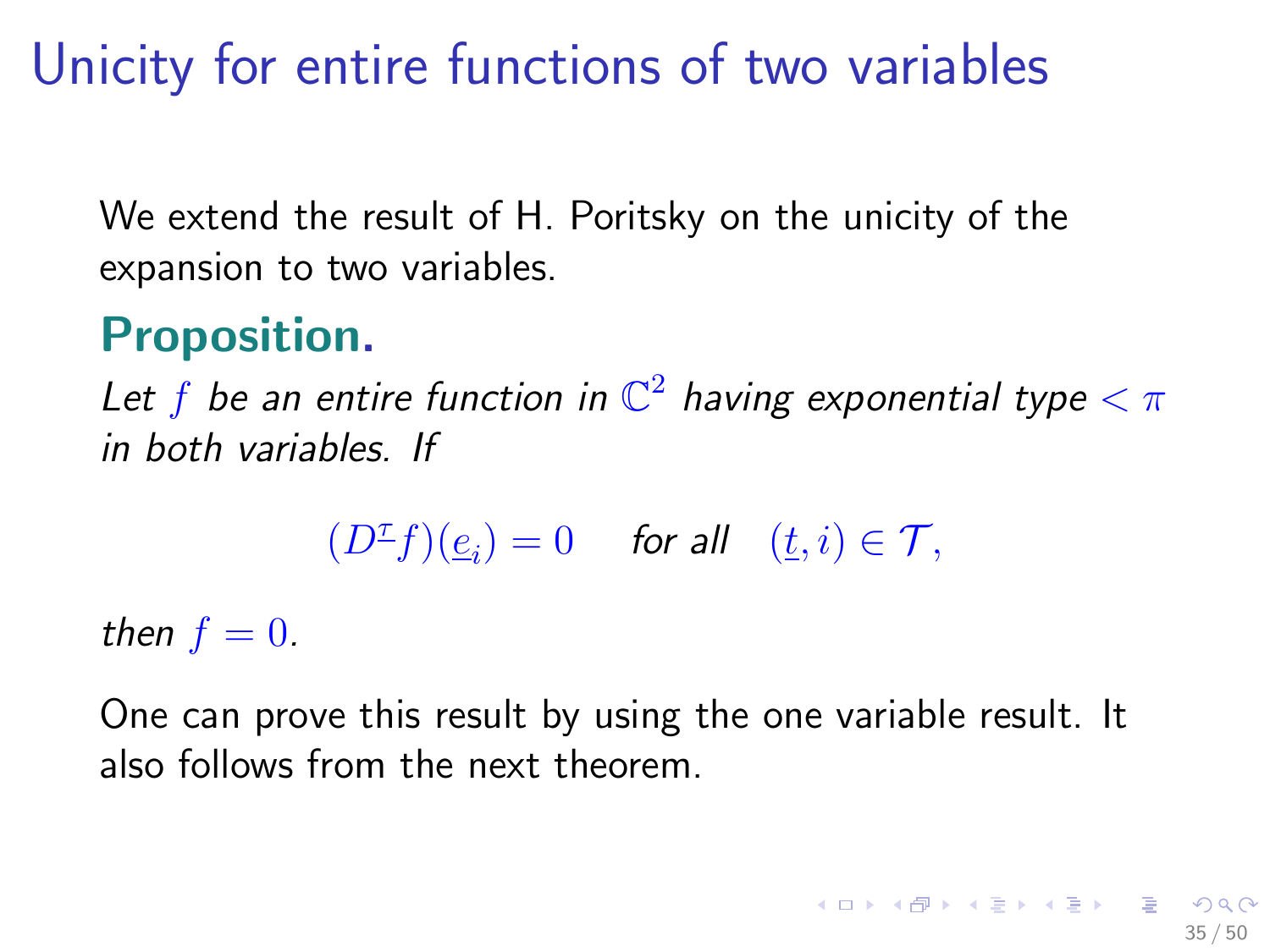# Unicity for entire functions of two variables

We extend the result of H. Poritsky on the unicity of the expansion to two variables.

## Proposition.

*Let $f$ be an entire function in $\mathbb{C}^2$ having exponential type $< \pi$ in both variables. If*

$$(D^{\underline{t}} f)(\underline{e}_i) = 0 \quad \textit{for all} \quad (\underline{t}, i) \in \mathcal{T},$$

*then $f = 0$.*

One can prove this result by using the one variable result. It also follows from the next theorem.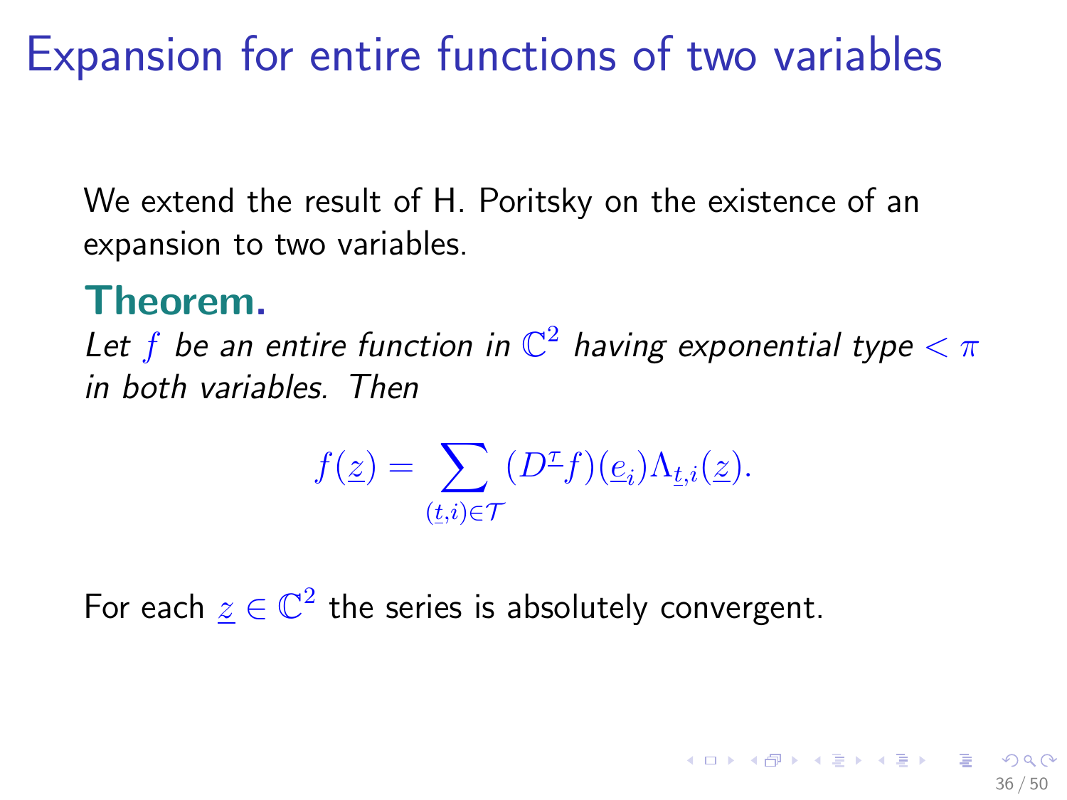# Expansion for entire functions of two variables

We extend the result of H. Poritsky on the existence of an expansion to two variables.

**Theorem.**

*Let $f$ be an entire function in $\mathbb{C}^2$ having exponential type $< \pi$ in both variables. Then*

$$f(\underline{z}) = \sum_{(\underline{t},i)\in\mathcal{T}} (D^{\underline{t}} f)(\underline{e}_i)\Lambda_{\underline{t},i}(\underline{z}).$$

For each $\underline{z} \in \mathbb{C}^2$ the series is absolutely convergent.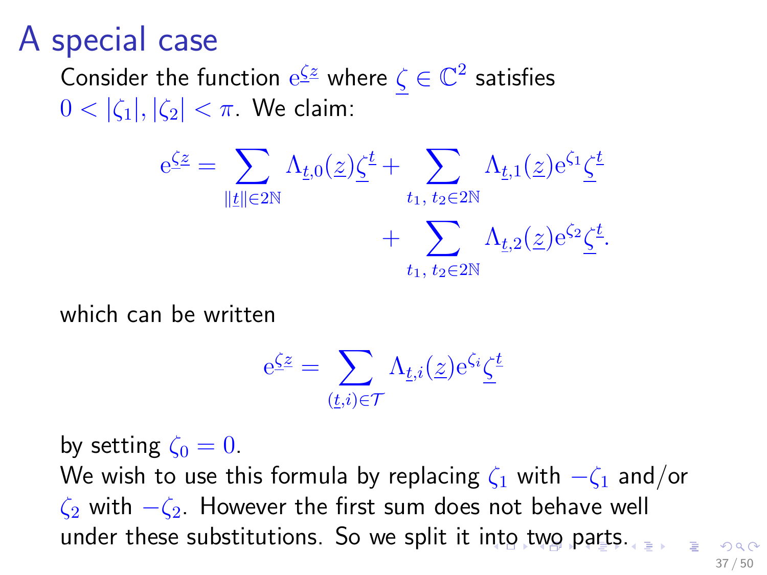# A special case

Consider the function $\mathrm{e}^{\underline{\zeta}\underline{z}}$ where $\underline{\zeta} \in \mathbb{C}^2$ satisfies $0 < |\zeta_1|, |\zeta_2| < \pi$. We claim:

$$\mathrm{e}^{\underline{\zeta}\underline{z}} = \sum_{\|\underline{t}\| \in 2\mathbb{N}} \Lambda_{\underline{t},0}(\underline{z})\underline{\zeta}^{\underline{t}} + \sum_{t_1,\, t_2 \in 2\mathbb{N}} \Lambda_{\underline{t},1}(\underline{z})\mathrm{e}^{\zeta_1}\underline{\zeta}^{\underline{t}} + \sum_{t_1,\, t_2 \in 2\mathbb{N}} \Lambda_{\underline{t},2}(\underline{z})\mathrm{e}^{\zeta_2}\underline{\zeta}^{\underline{t}}.$$

which can be written

$$\mathrm{e}^{\underline{\zeta}\underline{z}} = \sum_{(\underline{t},i) \in \mathcal{T}} \Lambda_{\underline{t},i}(\underline{z})\mathrm{e}^{\zeta_i}\underline{\zeta}^{\underline{t}}$$

by setting $\zeta_0 = 0$.

We wish to use this formula by replacing $\zeta_1$ with $-\zeta_1$ and/or $\zeta_2$ with $-\zeta_2$. However the first sum does not behave well under these substitutions. So we split it into two parts.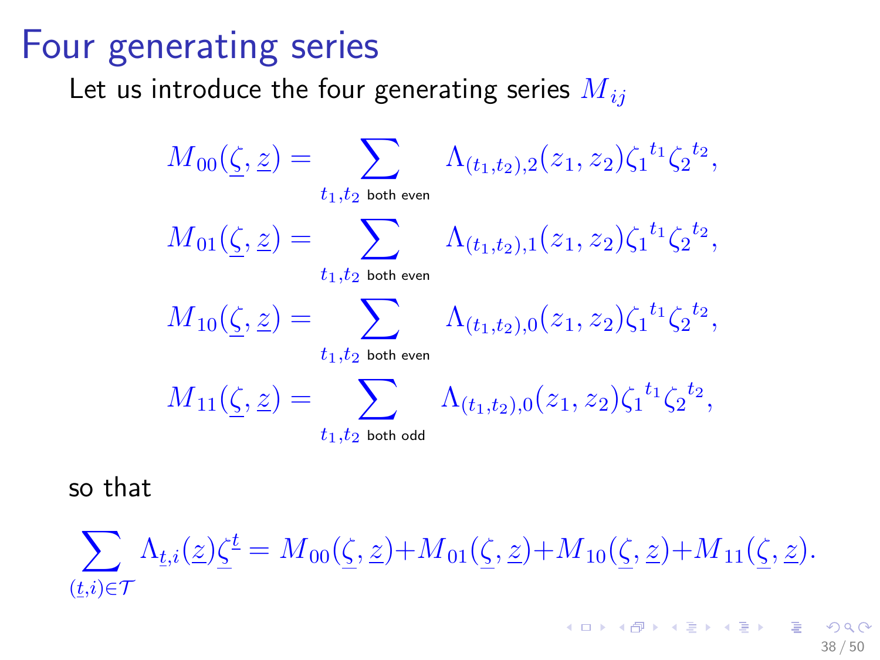# Four generating series

Let us introduce the four generating series $M_{ij}$

$$M_{00}(\underline{\zeta}, \underline{z}) = \sum_{t_1, t_2 \text{ both even}} \Lambda_{(t_1,t_2),2}(z_1, z_2){\zeta_1}^{t_1}{\zeta_2}^{t_2},$$

$$M_{01}(\underline{\zeta}, \underline{z}) = \sum_{t_1, t_2 \text{ both even}} \Lambda_{(t_1,t_2),1}(z_1, z_2){\zeta_1}^{t_1}{\zeta_2}^{t_2},$$

$$M_{10}(\underline{\zeta}, \underline{z}) = \sum_{t_1, t_2 \text{ both even}} \Lambda_{(t_1,t_2),0}(z_1, z_2){\zeta_1}^{t_1}{\zeta_2}^{t_2},$$

$$M_{11}(\underline{\zeta}, \underline{z}) = \sum_{t_1, t_2 \text{ both odd}} \Lambda_{(t_1,t_2),0}(z_1, z_2){\zeta_1}^{t_1}{\zeta_2}^{t_2},$$

so that

$$\sum_{(\underline{t},i)\in\mathcal{T}} \Lambda_{\underline{t},i}(\underline{z})\underline{\zeta}^{\underline{t}} = M_{00}(\underline{\zeta}, \underline{z}) + M_{01}(\underline{\zeta}, \underline{z}) + M_{10}(\underline{\zeta}, \underline{z}) + M_{11}(\underline{\zeta}, \underline{z}).$$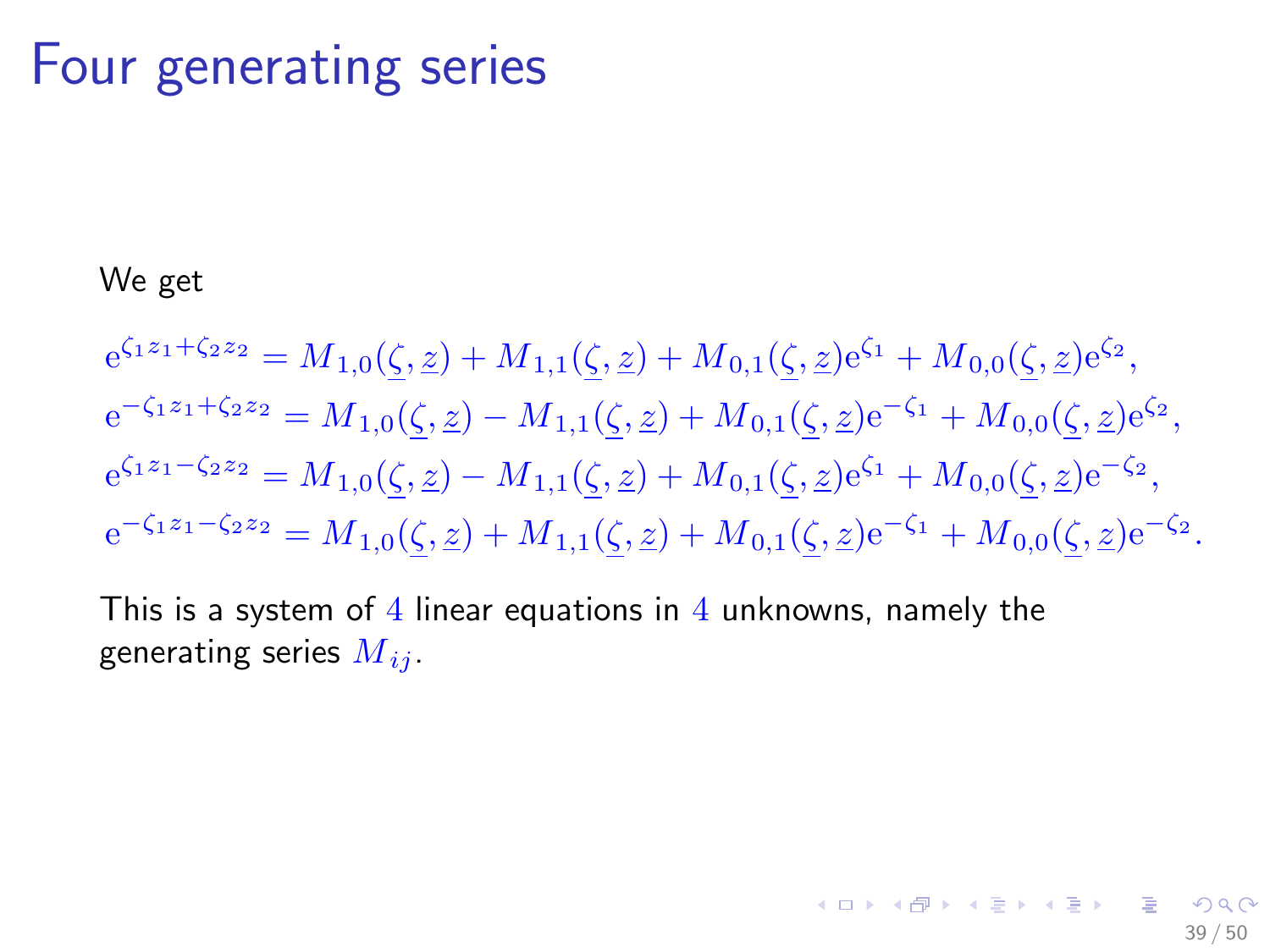# Four generating series

We get

$$
\begin{aligned}
\mathrm{e}^{\zeta_1 z_1+\zeta_2 z_2} &= M_{1,0}(\underline{\zeta},\underline{z}) + M_{1,1}(\underline{\zeta},\underline{z}) + M_{0,1}(\underline{\zeta},\underline{z})\mathrm{e}^{\zeta_1} + M_{0,0}(\underline{\zeta},\underline{z})\mathrm{e}^{\zeta_2},\\
\mathrm{e}^{-\zeta_1 z_1+\zeta_2 z_2} &= M_{1,0}(\underline{\zeta},\underline{z}) - M_{1,1}(\underline{\zeta},\underline{z}) + M_{0,1}(\underline{\zeta},\underline{z})\mathrm{e}^{-\zeta_1} + M_{0,0}(\underline{\zeta},\underline{z})\mathrm{e}^{\zeta_2},\\
\mathrm{e}^{\zeta_1 z_1-\zeta_2 z_2} &= M_{1,0}(\underline{\zeta},\underline{z}) - M_{1,1}(\underline{\zeta},\underline{z}) + M_{0,1}(\underline{\zeta},\underline{z})\mathrm{e}^{\zeta_1} + M_{0,0}(\underline{\zeta},\underline{z})\mathrm{e}^{-\zeta_2},\\
\mathrm{e}^{-\zeta_1 z_1-\zeta_2 z_2} &= M_{1,0}(\underline{\zeta},\underline{z}) + M_{1,1}(\underline{\zeta},\underline{z}) + M_{0,1}(\underline{\zeta},\underline{z})\mathrm{e}^{-\zeta_1} + M_{0,0}(\underline{\zeta},\underline{z})\mathrm{e}^{-\zeta_2}.
\end{aligned}
$$

This is a system of $4$ linear equations in $4$ unknowns, namely the generating series $M_{ij}$.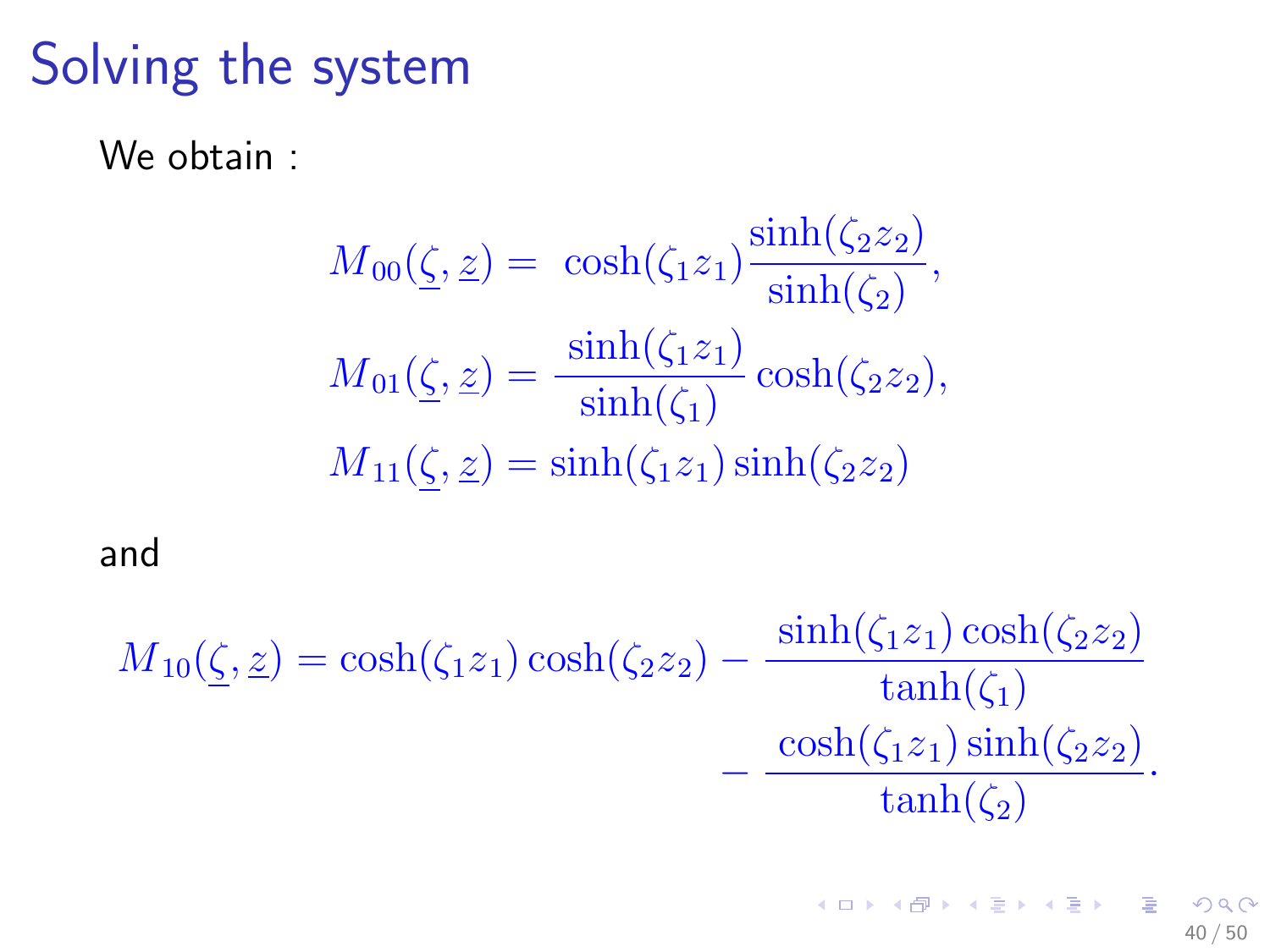# Solving the system

We obtain :

$$
\begin{aligned}
M_{00}(\underline{\zeta}, \underline{z}) &= \cosh(\zeta_1 z_1) \frac{\sinh(\zeta_2 z_2)}{\sinh(\zeta_2)}, \\
M_{01}(\underline{\zeta}, \underline{z}) &= \frac{\sinh(\zeta_1 z_1)}{\sinh(\zeta_1)} \cosh(\zeta_2 z_2), \\
M_{11}(\underline{\zeta}, \underline{z}) &= \sinh(\zeta_1 z_1) \sinh(\zeta_2 z_2)
\end{aligned}
$$

and

$$
\begin{aligned}
M_{10}(\underline{\zeta}, \underline{z}) = \cosh(\zeta_1 z_1) \cosh(\zeta_2 z_2) &- \frac{\sinh(\zeta_1 z_1) \cosh(\zeta_2 z_2)}{\tanh(\zeta_1)} \\
&- \frac{\cosh(\zeta_1 z_1) \sinh(\zeta_2 z_2)}{\tanh(\zeta_2)}.
\end{aligned}
$$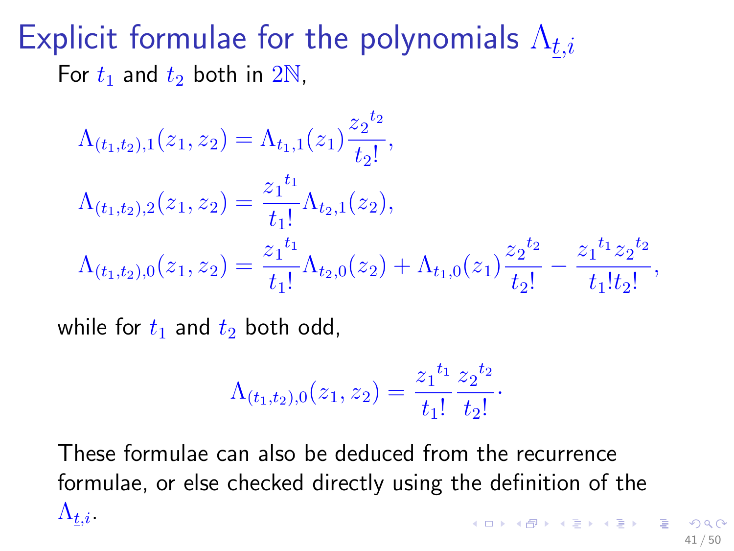# Explicit formulae for the polynomials $\Lambda_{\underline{t},i}$

For $t_1$ and $t_2$ both in $2\mathbb{N}$,

$$\Lambda_{(t_1,t_2),1}(z_1, z_2) = \Lambda_{t_1,1}(z_1)\frac{{z_2}^{t_2}}{t_2!},$$

$$\Lambda_{(t_1,t_2),2}(z_1, z_2) = \frac{{z_1}^{t_1}}{t_1!}\Lambda_{t_2,1}(z_2),$$

$$\Lambda_{(t_1,t_2),0}(z_1, z_2) = \frac{{z_1}^{t_1}}{t_1!}\Lambda_{t_2,0}(z_2) + \Lambda_{t_1,0}(z_1)\frac{{z_2}^{t_2}}{t_2!} - \frac{{z_1}^{t_1}{z_2}^{t_2}}{t_1!t_2!},$$

while for $t_1$ and $t_2$ both odd,

$$\Lambda_{(t_1,t_2),0}(z_1, z_2) = \frac{{z_1}^{t_1}}{t_1!}\frac{{z_2}^{t_2}}{t_2!}.$$

These formulae can also be deduced from the recurrence formulae, or else checked directly using the definition of the $\Lambda_{\underline{t},i}$.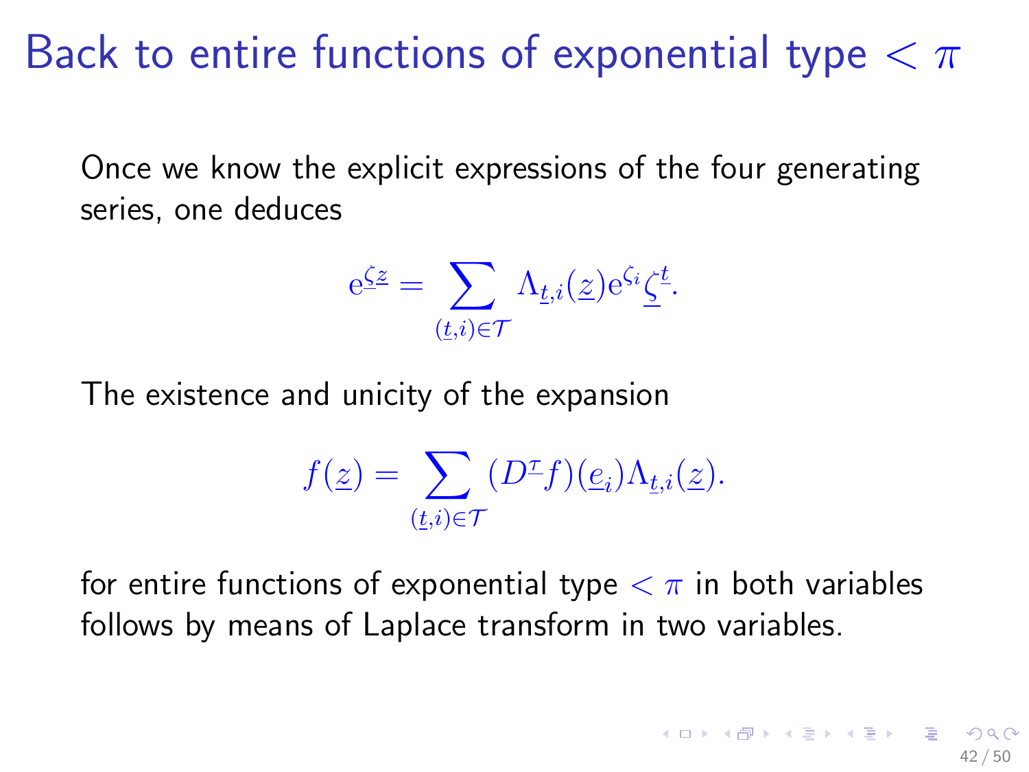# Back to entire functions of exponential type $< \pi$

Once we know the explicit expressions of the four generating series, one deduces

$$e^{\underline{\zeta}\underline{z}} = \sum_{(\underline{t},i)\in\mathcal{T}} \Lambda_{\underline{t},i}(\underline{z}) e^{\zeta_i} \underline{\zeta}^{\underline{t}}.$$

The existence and unicity of the expansion

$$f(\underline{z}) = \sum_{(\underline{t},i)\in\mathcal{T}} (D^{\underline{t}} f)(\underline{e}_i) \Lambda_{\underline{t},i}(\underline{z}).$$

for entire functions of exponential type $< \pi$ in both variables follows by means of Laplace transform in two variables.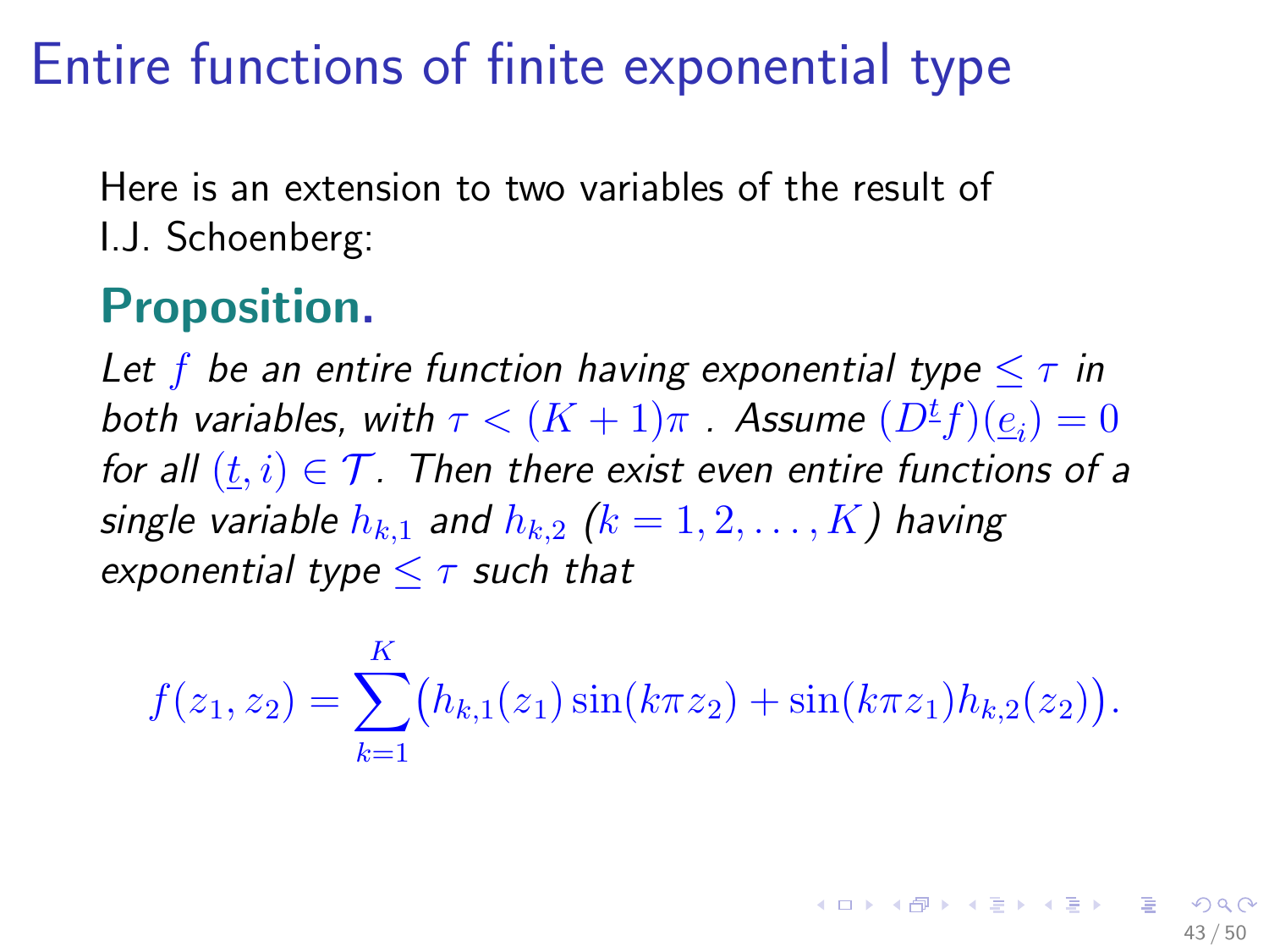# Entire functions of finite exponential type

Here is an extension to two variables of the result of I.J. Schoenberg:

**Proposition.**

*Let $f$ be an entire function having exponential type $\leq \tau$ in both variables, with $\tau < (K+1)\pi$ . Assume $(D^{\underline{t}} f)(\underline{e}_i) = 0$ for all $(\underline{t}, i) \in \mathcal{T}$. Then there exist even entire functions of a single variable $h_{k,1}$ and $h_{k,2}$ ($k = 1, 2, \ldots, K$) having exponential type $\leq \tau$ such that*

$$f(z_1, z_2) = \sum_{k=1}^{K} \big( h_{k,1}(z_1) \sin(k\pi z_2) + \sin(k\pi z_1) h_{k,2}(z_2) \big).$$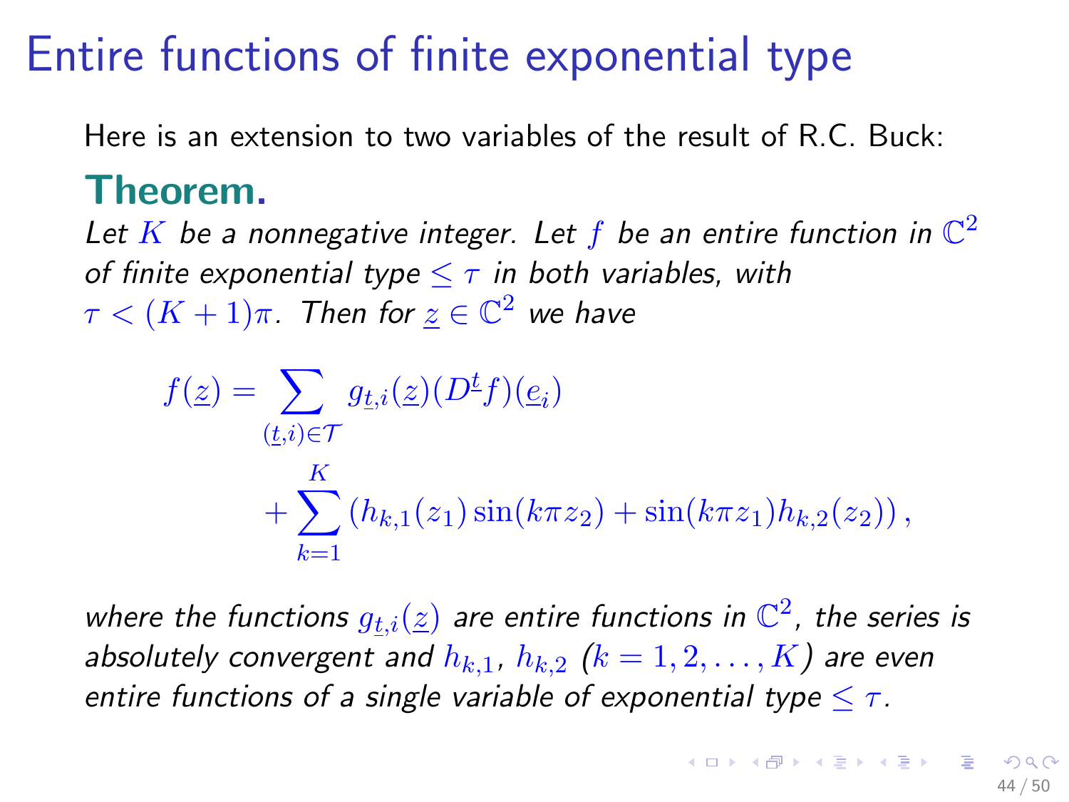# Entire functions of finite exponential type

Here is an extension to two variables of the result of R.C. Buck:

**Theorem.**

*Let $K$ be a nonnegative integer. Let $f$ be an entire function in $\mathbb{C}^2$ of finite exponential type $\leq \tau$ in both variables, with $\tau < (K+1)\pi$. Then for $\underline{z} \in \mathbb{C}^2$ we have*

$$f(\underline{z}) = \sum_{(\underline{t},i)\in\mathcal{T}} g_{\underline{t},i}(\underline{z})(D^{\underline{t}}f)(\underline{e}_i) + \sum_{k=1}^{K} \left( h_{k,1}(z_1)\sin(k\pi z_2) + \sin(k\pi z_1) h_{k,2}(z_2) \right),$$

*where the functions $g_{\underline{t},i}(\underline{z})$ are entire functions in $\mathbb{C}^2$, the series is absolutely convergent and $h_{k,1}$, $h_{k,2}$ ($k = 1, 2, \ldots, K$) are even entire functions of a single variable of exponential type $\leq \tau$.*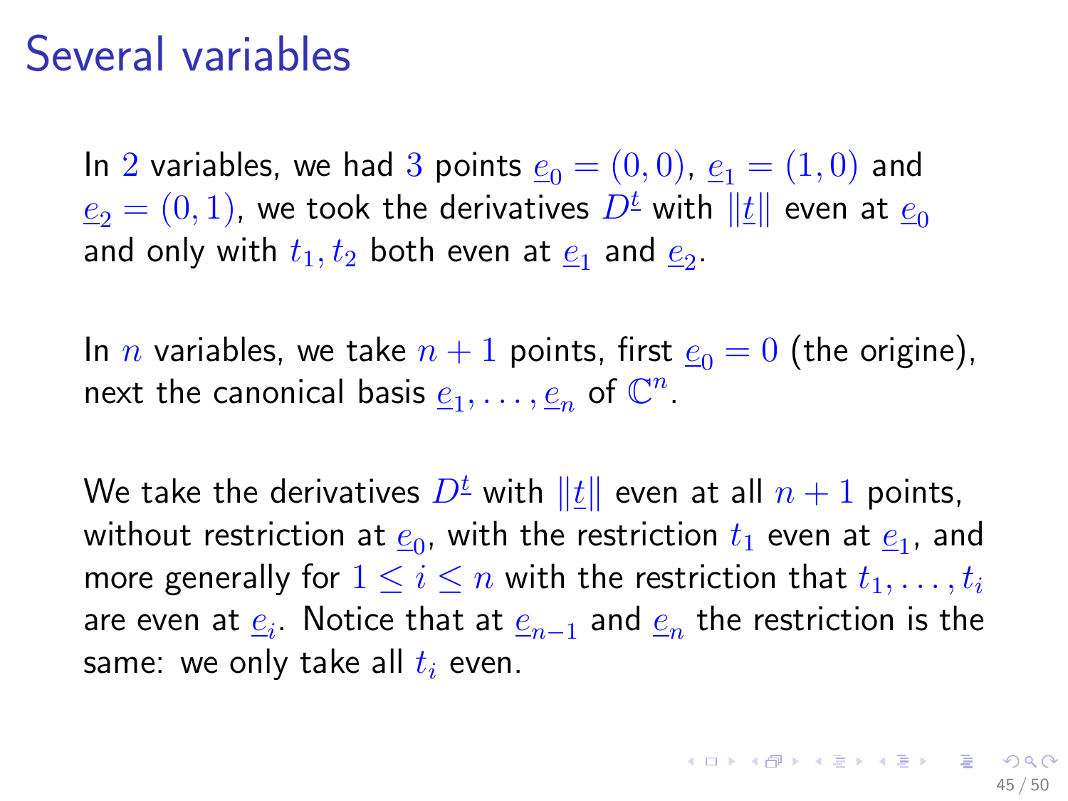# Several variables

In $2$ variables, we had $3$ points $\underline{e}_0 = (0,0)$, $\underline{e}_1 = (1,0)$ and $\underline{e}_2 = (0,1)$, we took the derivatives $D^{\underline{t}}$ with $\|\underline{t}\|$ even at $\underline{e}_0$ and only with $t_1, t_2$ both even at $\underline{e}_1$ and $\underline{e}_2$.

In $n$ variables, we take $n+1$ points, first $\underline{e}_0 = 0$ (the origine), next the canonical basis $\underline{e}_1, \ldots, \underline{e}_n$ of $\mathbb{C}^n$.

We take the derivatives $D^{\underline{t}}$ with $\|\underline{t}\|$ even at all $n+1$ points, without restriction at $\underline{e}_0$, with the restriction $t_1$ even at $\underline{e}_1$, and more generally for $1 \leq i \leq n$ with the restriction that $t_1, \ldots, t_i$ are even at $\underline{e}_i$. Notice that at $\underline{e}_{n-1}$ and $\underline{e}_n$ the restriction is the same: we only take all $t_i$ even.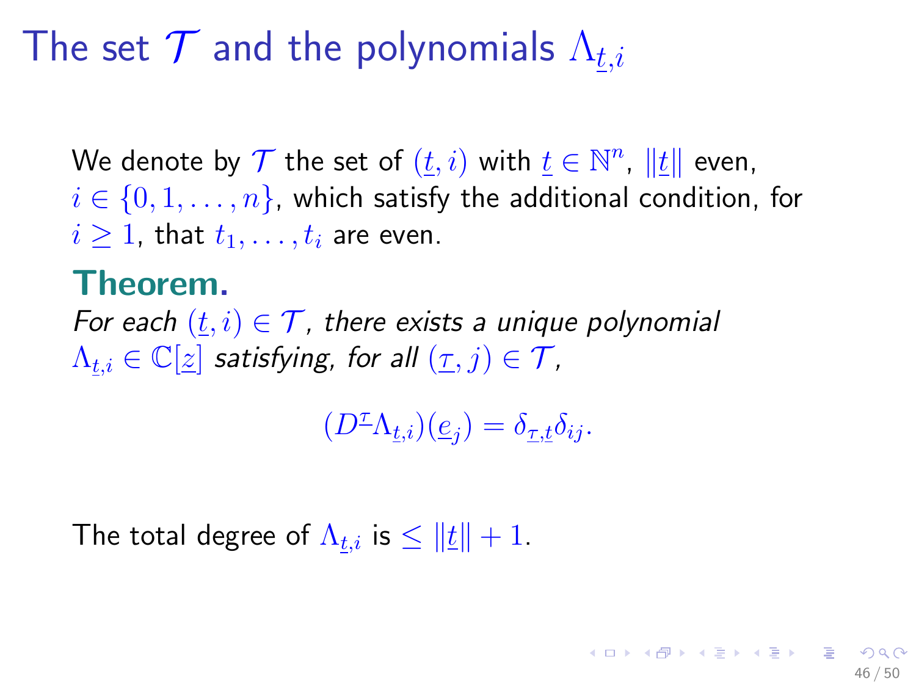# The set $\mathcal{T}$ and the polynomials $\Lambda_{\underline{t},i}$

We denote by $\mathcal{T}$ the set of $(\underline{t}, i)$ with $\underline{t} \in \mathbb{N}^n$, $\|\underline{t}\|$ even, $i \in \{0, 1, \ldots, n\}$, which satisfy the additional condition, for $i \geq 1$, that $t_1, \ldots, t_i$ are even.

**Theorem.**

*For each $(\underline{t}, i) \in \mathcal{T}$, there exists a unique polynomial $\Lambda_{\underline{t},i} \in \mathbb{C}[\underline{z}]$ satisfying, for all $(\underline{\tau}, j) \in \mathcal{T}$,*

$$(D^{\underline{\tau}} \Lambda_{\underline{t},i})(\underline{e}_j) = \delta_{\underline{\tau},\underline{t}} \delta_{ij}.$$

The total degree of $\Lambda_{\underline{t},i}$ is $\leq \|\underline{t}\| + 1$.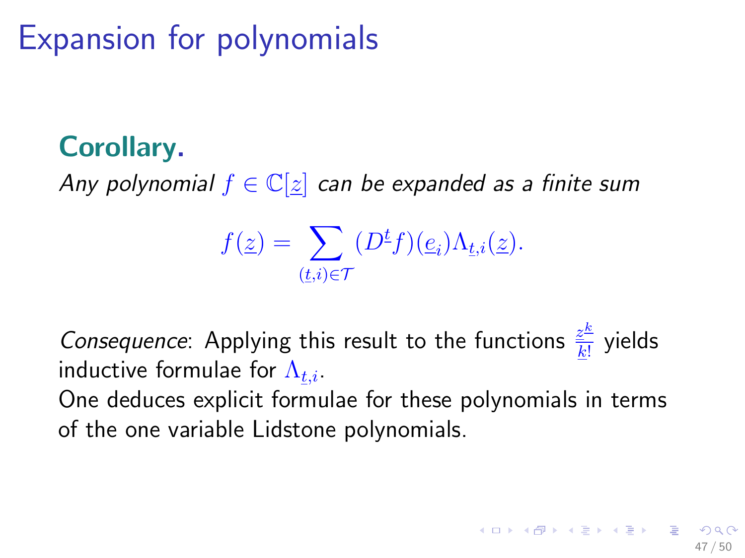# Expansion for polynomials

**Corollary.**

*Any polynomial $f \in \mathbb{C}[\underline{z}]$ can be expanded as a finite sum*

$$f(\underline{z}) = \sum_{(\underline{t},i)\in\mathcal{T}} (D^{\underline{t}} f)(\underline{e}_i)\Lambda_{\underline{t},i}(\underline{z}).$$

*Consequence*: Applying this result to the functions $\frac{\underline{z}^{\underline{k}}}{\underline{k}!}$ yields inductive formulae for $\Lambda_{\underline{t},i}$.

One deduces explicit formulae for these polynomials in terms of the one variable Lidstone polynomials.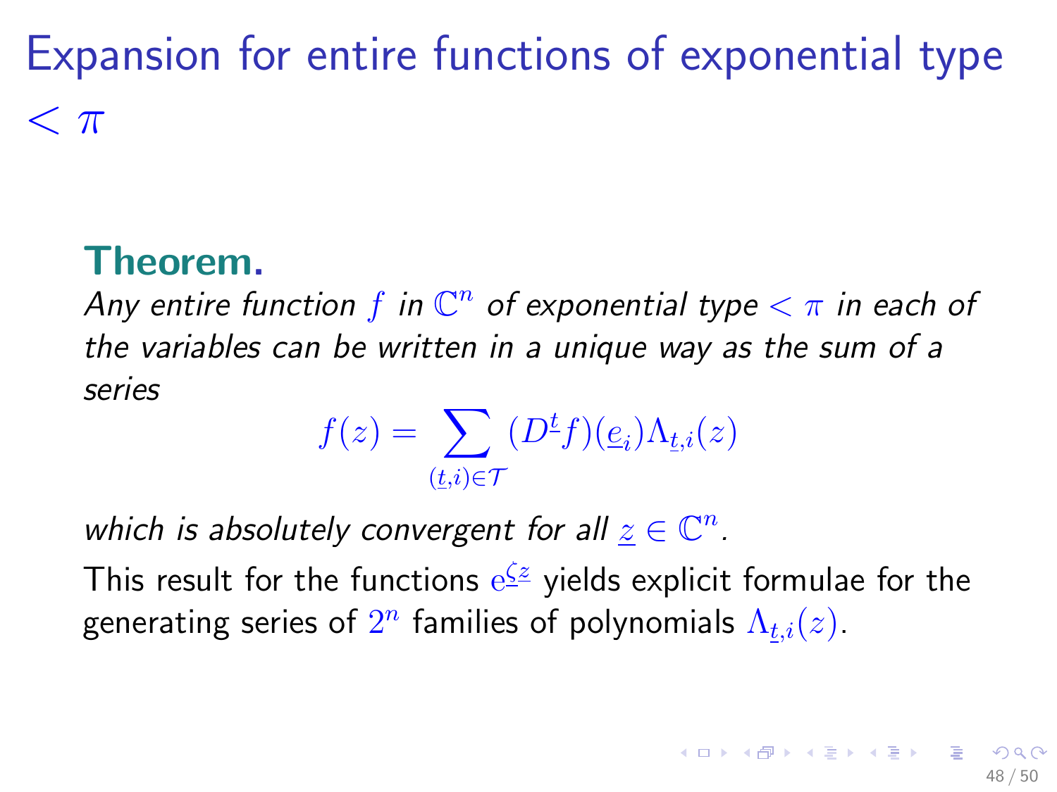# Expansion for entire functions of exponential type $< \pi$

**Theorem.**
*Any entire function $f$ in $\mathbb{C}^n$ of exponential type $< \pi$ in each of the variables can be written in a unique way as the sum of a series*

$$f(z) = \sum_{(\underline{t},i)\in\mathcal{T}} (D^{\underline{t}} f)(\underline{e}_i)\Lambda_{\underline{t},i}(z)$$

*which is absolutely convergent for all $\underline{z} \in \mathbb{C}^n$.*

This result for the functions $e^{\underline{\zeta} \underline{z}}$ yields explicit formulae for the generating series of $2^n$ families of polynomials $\Lambda_{\underline{t},i}(z)$.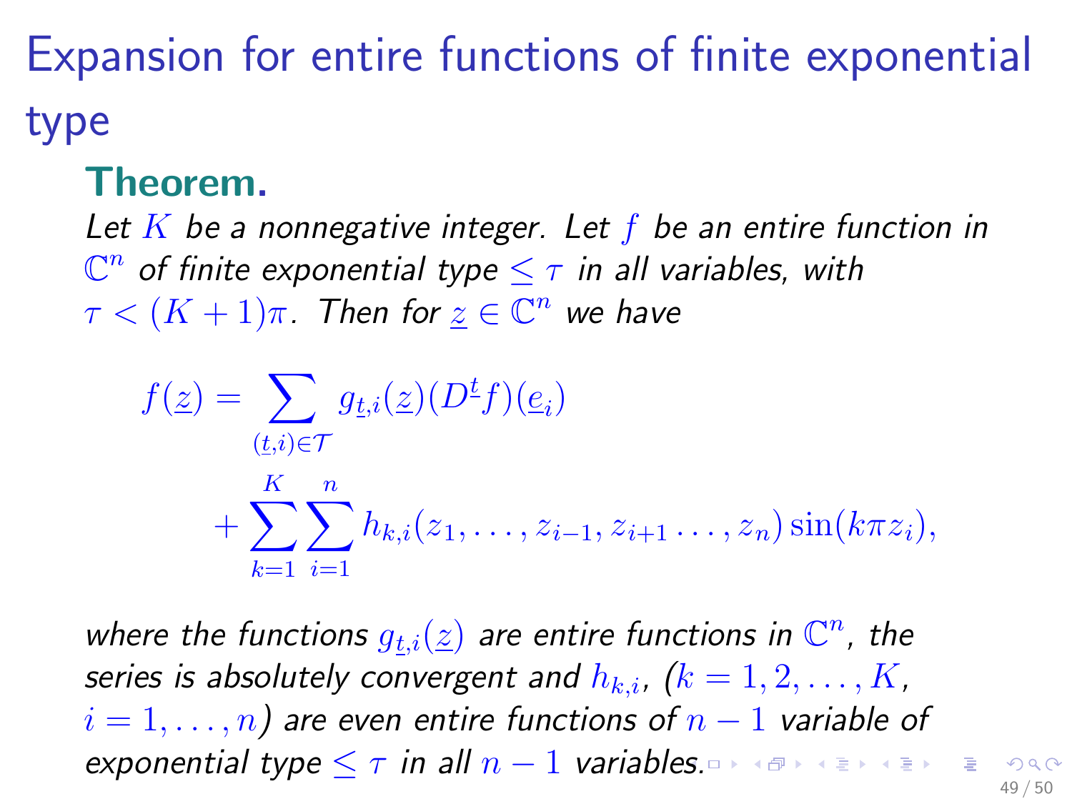# Expansion for entire functions of finite exponential type

**Theorem.**

*Let $K$ be a nonnegative integer. Let $f$ be an entire function in $\mathbb{C}^n$ of finite exponential type $\leq \tau$ in all variables, with $\tau < (K+1)\pi$. Then for $\underline{z} \in \mathbb{C}^n$ we have*

$$
\begin{aligned}
f(\underline{z}) = & \sum_{(\underline{t},i)\in\mathcal{T}} g_{\underline{t},i}(\underline{z})(D^{\underline{t}}f)(\underline{e}_i) \\
& + \sum_{k=1}^{K}\sum_{i=1}^{n} h_{k,i}(z_1,\ldots,z_{i-1},z_{i+1}\ldots,z_n)\sin(k\pi z_i),
\end{aligned}
$$

*where the functions $g_{\underline{t},i}(\underline{z})$ are entire functions in $\mathbb{C}^n$, the series is absolutely convergent and $h_{k,i}$, ($k = 1,2,\ldots,K$, $i = 1,\ldots,n$) are even entire functions of $n-1$ variable of exponential type $\leq \tau$ in all $n-1$ variables.*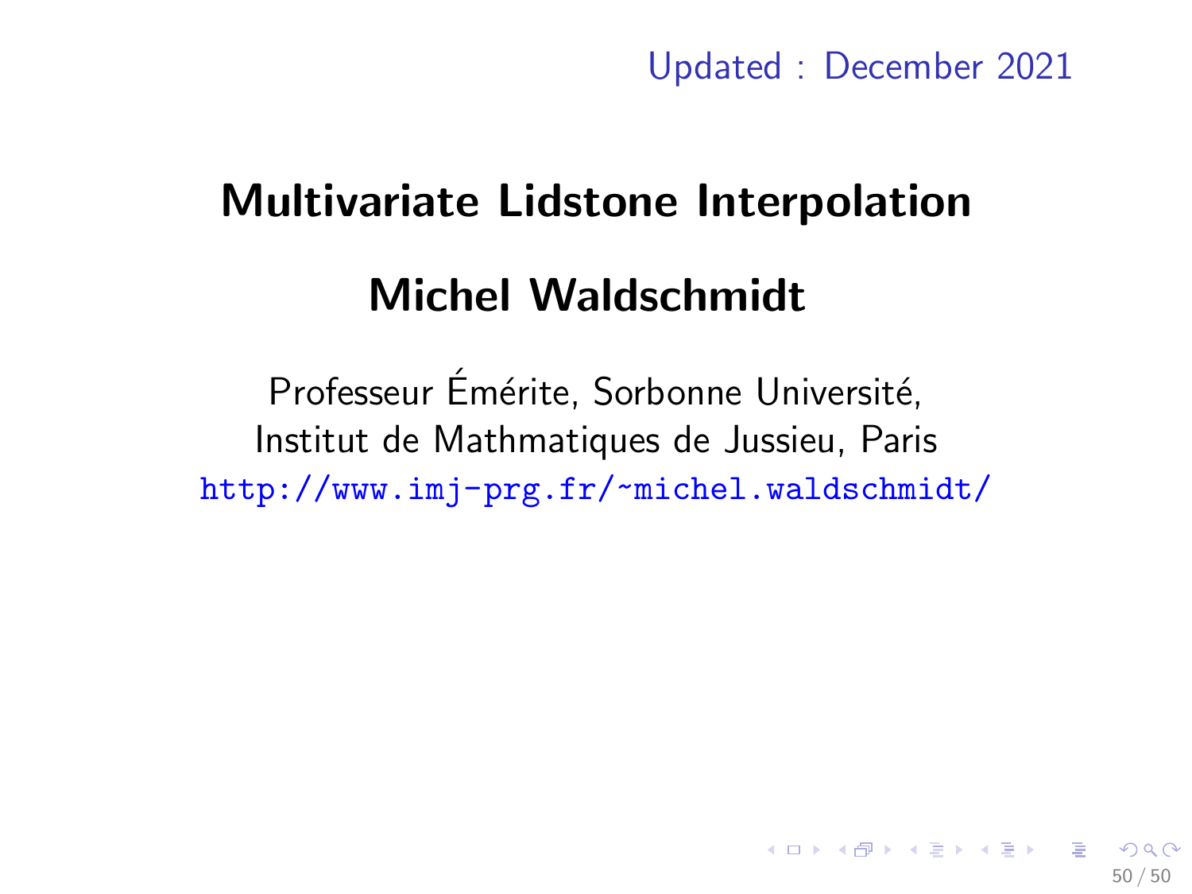Updated : December 2021

# Multivariate Lidstone Interpolation

## Michel Waldschmidt

Professeur Émérite, Sorbonne Université,
Institut de Mathmatiques de Jussieu, Paris
http://www.imj-prg.fr/~michel.waldschmidt/